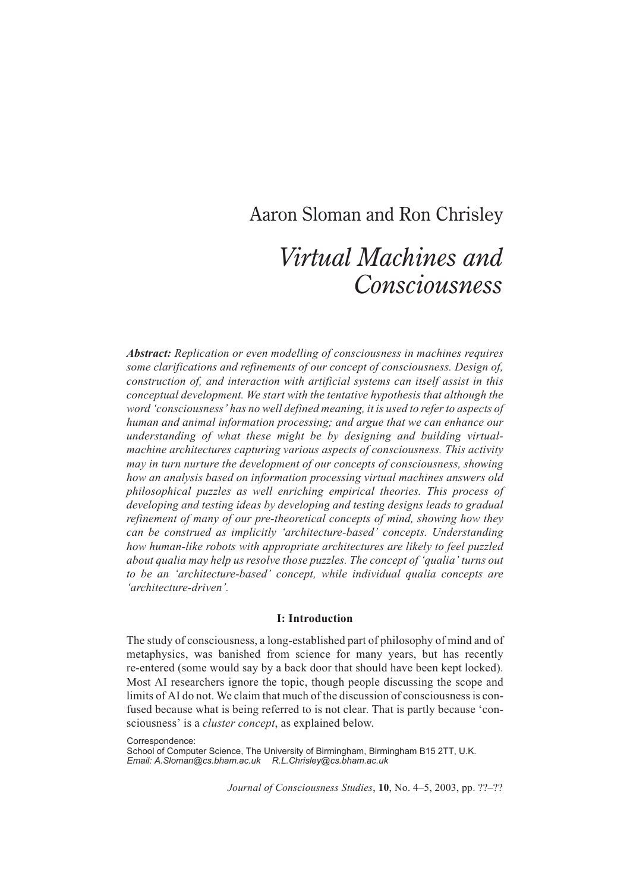Aaron Sloman and Ron Chrisley

# *Virtual Machines and Consciousness*

***Abstract:*** *Replication or even modelling of consciousness in machines requires some clarifications and refinements of our concept of consciousness. Design of, construction of, and interaction with artificial systems can itself assist in this conceptual development. We start with the tentative hypothesis that although the word 'consciousness' has no well defined meaning, it is used to refer to aspects of human and animal information processing; and argue that we can enhance our understanding of what these might be by designing and building virtual-machine architectures capturing various aspects of consciousness. This activity may in turn nurture the development of our concepts of consciousness, showing how an analysis based on information processing virtual machines answers old philosophical puzzles as well enriching empirical theories. This process of developing and testing ideas by developing and testing designs leads to gradual refinement of many of our pre-theoretical concepts of mind, showing how they can be construed as implicitly 'architecture-based' concepts. Understanding how human-like robots with appropriate architectures are likely to feel puzzled about qualia may help us resolve those puzzles. The concept of 'qualia' turns out to be an 'architecture-based' concept, while individual qualia concepts are 'architecture-driven'.*

## I: Introduction

The study of consciousness, a long-established part of philosophy of mind and of metaphysics, was banished from science for many years, but has recently re-entered (some would say by a back door that should have been kept locked). Most AI researchers ignore the topic, though people discussing the scope and limits of AI do not. We claim that much of the discussion of consciousness is confused because what is being referred to is not clear. That is partly because 'consciousness' is a *cluster concept*, as explained below.

Correspondence:
School of Computer Science, The University of Birmingham, Birmingham B15 2TT, U.K.
*Email: A.Sloman@cs.bham.ac.uk R.L.Chrisley@cs.bham.ac.uk*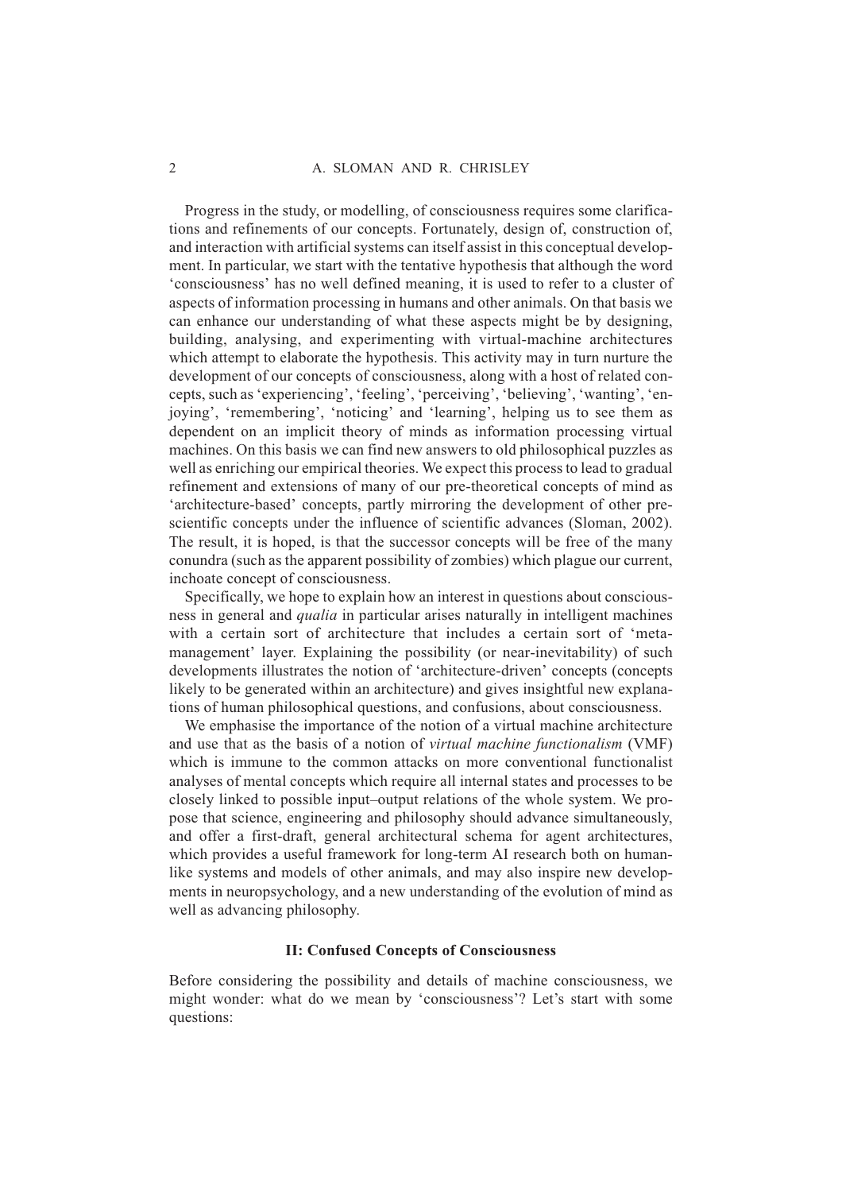Progress in the study, or modelling, of consciousness requires some clarifications and refinements of our concepts. Fortunately, design of, construction of, and interaction with artificial systems can itself assist in this conceptual development. In particular, we start with the tentative hypothesis that although the word 'consciousness' has no well defined meaning, it is used to refer to a cluster of aspects of information processing in humans and other animals. On that basis we can enhance our understanding of what these aspects might be by designing, building, analysing, and experimenting with virtual-machine architectures which attempt to elaborate the hypothesis. This activity may in turn nurture the development of our concepts of consciousness, along with a host of related concepts, such as 'experiencing', 'feeling', 'perceiving', 'believing', 'wanting', 'enjoying', 'remembering', 'noticing' and 'learning', helping us to see them as dependent on an implicit theory of minds as information processing virtual machines. On this basis we can find new answers to old philosophical puzzles as well as enriching our empirical theories. We expect this process to lead to gradual refinement and extensions of many of our pre-theoretical concepts of mind as 'architecture-based' concepts, partly mirroring the development of other pre-scientific concepts under the influence of scientific advances (Sloman, 2002). The result, it is hoped, is that the successor concepts will be free of the many conundra (such as the apparent possibility of zombies) which plague our current, inchoate concept of consciousness.

Specifically, we hope to explain how an interest in questions about consciousness in general and *qualia* in particular arises naturally in intelligent machines with a certain sort of architecture that includes a certain sort of 'meta-management' layer. Explaining the possibility (or near-inevitability) of such developments illustrates the notion of 'architecture-driven' concepts (concepts likely to be generated within an architecture) and gives insightful new explanations of human philosophical questions, and confusions, about consciousness.

We emphasise the importance of the notion of a virtual machine architecture and use that as the basis of a notion of *virtual machine functionalism* (VMF) which is immune to the common attacks on more conventional functionalist analyses of mental concepts which require all internal states and processes to be closely linked to possible input–output relations of the whole system. We propose that science, engineering and philosophy should advance simultaneously, and offer a first-draft, general architectural schema for agent architectures, which provides a useful framework for long-term AI research both on human-like systems and models of other animals, and may also inspire new developments in neuropsychology, and a new understanding of the evolution of mind as well as advancing philosophy.

## II: Confused Concepts of Consciousness

Before considering the possibility and details of machine consciousness, we might wonder: what do we mean by 'consciousness'? Let's start with some questions: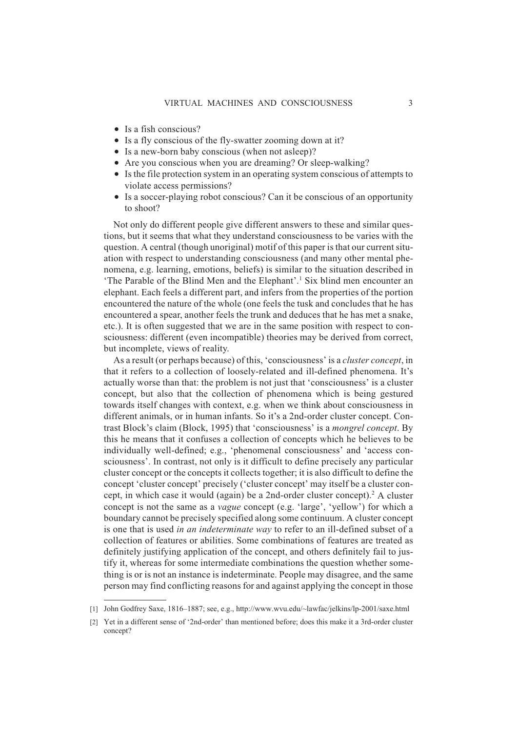- Is a fish conscious?
- Is a fly conscious of the fly-swatter zooming down at it?
- Is a new-born baby conscious (when not asleep)?
- Are you conscious when you are dreaming? Or sleep-walking?
- Is the file protection system in an operating system conscious of attempts to violate access permissions?
- Is a soccer-playing robot conscious? Can it be conscious of an opportunity to shoot?

Not only do different people give different answers to these and similar questions, but it seems that what they understand consciousness to be varies with the question. A central (though unoriginal) motif of this paper is that our current situation with respect to understanding consciousness (and many other mental phenomena, e.g. learning, emotions, beliefs) is similar to the situation described in 'The Parable of the Blind Men and the Elephant'.[1] Six blind men encounter an elephant. Each feels a different part, and infers from the properties of the portion encountered the nature of the whole (one feels the tusk and concludes that he has encountered a spear, another feels the trunk and deduces that he has met a snake, etc.). It is often suggested that we are in the same position with respect to consciousness: different (even incompatible) theories may be derived from correct, but incomplete, views of reality.

As a result (or perhaps because) of this, 'consciousness' is a *cluster concept*, in that it refers to a collection of loosely-related and ill-defined phenomena. It's actually worse than that: the problem is not just that 'consciousness' is a cluster concept, but also that the collection of phenomena which is being gestured towards itself changes with context, e.g. when we think about consciousness in different animals, or in human infants. So it's a 2nd-order cluster concept. Contrast Block's claim (Block, 1995) that 'consciousness' is a *mongrel concept*. By this he means that it confuses a collection of concepts which he believes to be individually well-defined; e.g., 'phenomenal consciousness' and 'access consciousness'. In contrast, not only is it difficult to define precisely any particular cluster concept or the concepts it collects together; it is also difficult to define the concept 'cluster concept' precisely ('cluster concept' may itself be a cluster concept, in which case it would (again) be a 2nd-order cluster concept).[2] A cluster concept is not the same as a *vague* concept (e.g. 'large', 'yellow') for which a boundary cannot be precisely specified along some continuum. A cluster concept is one that is used *in an indeterminate way* to refer to an ill-defined subset of a collection of features or abilities. Some combinations of features are treated as definitely justifying application of the concept, and others definitely fail to justify it, whereas for some intermediate combinations the question whether something is or is not an instance is indeterminate. People may disagree, and the same person may find conflicting reasons for and against applying the concept in those

---

[1] John Godfrey Saxe, 1816–1887; see, e.g., http://www.wvu.edu/~lawfac/jelkins/lp-2001/saxe.html

[2] Yet in a different sense of '2nd-order' than mentioned before; does this make it a 3rd-order cluster concept?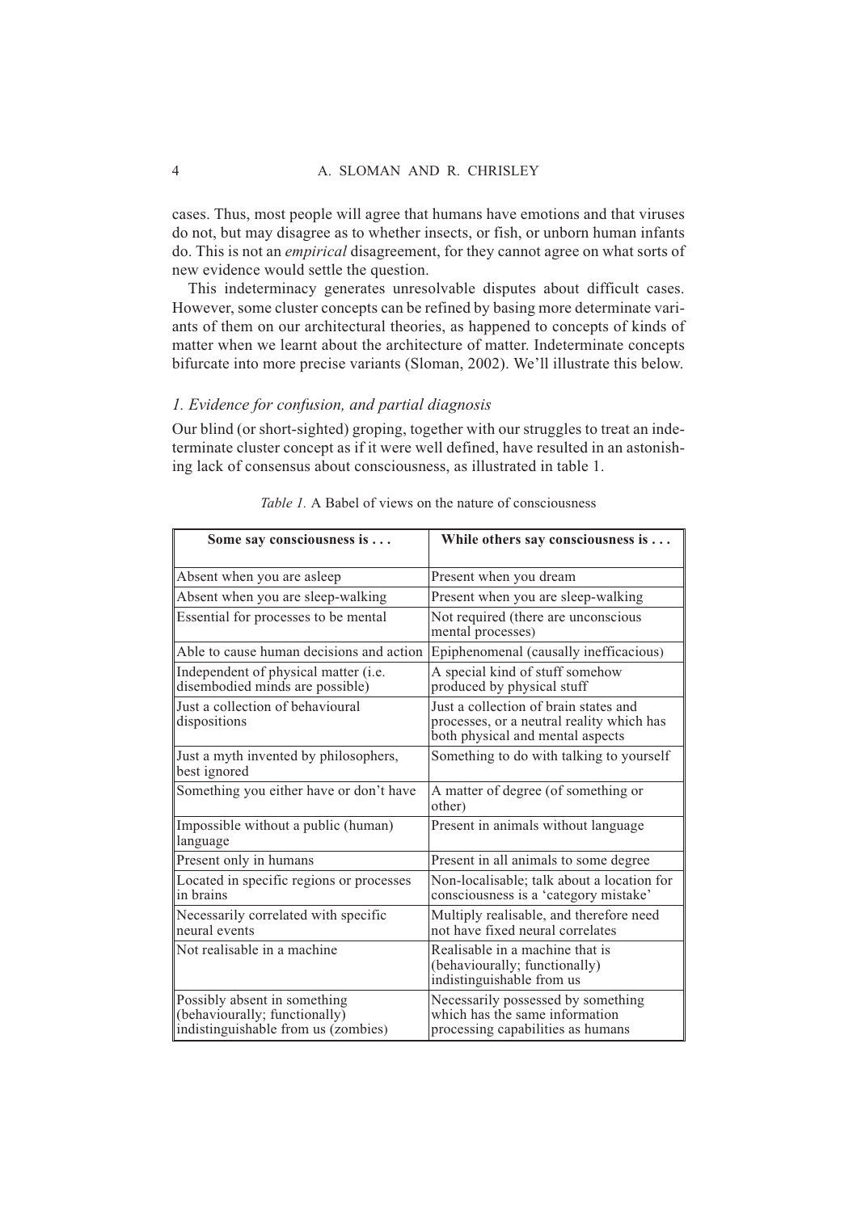cases. Thus, most people will agree that humans have emotions and that viruses do not, but may disagree as to whether insects, or fish, or unborn human infants do. This is not an *empirical* disagreement, for they cannot agree on what sorts of new evidence would settle the question.

This indeterminacy generates unresolvable disputes about difficult cases. However, some cluster concepts can be refined by basing more determinate variants of them on our architectural theories, as happened to concepts of kinds of matter when we learnt about the architecture of matter. Indeterminate concepts bifurcate into more precise variants (Sloman, 2002). We'll illustrate this below.

### *1. Evidence for confusion, and partial diagnosis*

Our blind (or short-sighted) groping, together with our struggles to treat an indeterminate cluster concept as if it were well defined, have resulted in an astonishing lack of consensus about consciousness, as illustrated in table 1.

*Table 1.* A Babel of views on the nature of consciousness

| **Some say consciousness is . . .** | **While others say consciousness is . . .** |
|---|---|
| Absent when you are asleep | Present when you dream |
| Absent when you are sleep-walking | Present when you are sleep-walking |
| Essential for processes to be mental | Not required (there are unconscious mental processes) |
| Able to cause human decisions and action | Epiphenomenal (causally inefficacious) |
| Independent of physical matter (i.e. disembodied minds are possible) | A special kind of stuff somehow produced by physical stuff |
| Just a collection of behavioural dispositions | Just a collection of brain states and processes, or a neutral reality which has both physical and mental aspects |
| Just a myth invented by philosophers, best ignored | Something to do with talking to yourself |
| Something you either have or don't have | A matter of degree (of something or other) |
| Impossible without a public (human) language | Present in animals without language |
| Present only in humans | Present in all animals to some degree |
| Located in specific regions or processes in brains | Non-localisable; talk about a location for consciousness is a 'category mistake' |
| Necessarily correlated with specific neural events | Multiply realisable, and therefore need not have fixed neural correlates |
| Not realisable in a machine | Realisable in a machine that is (behaviourally; functionally) indistinguishable from us |
| Possibly absent in something (behaviourally; functionally) indistinguishable from us (zombies) | Necessarily possessed by something which has the same information processing capabilities as humans |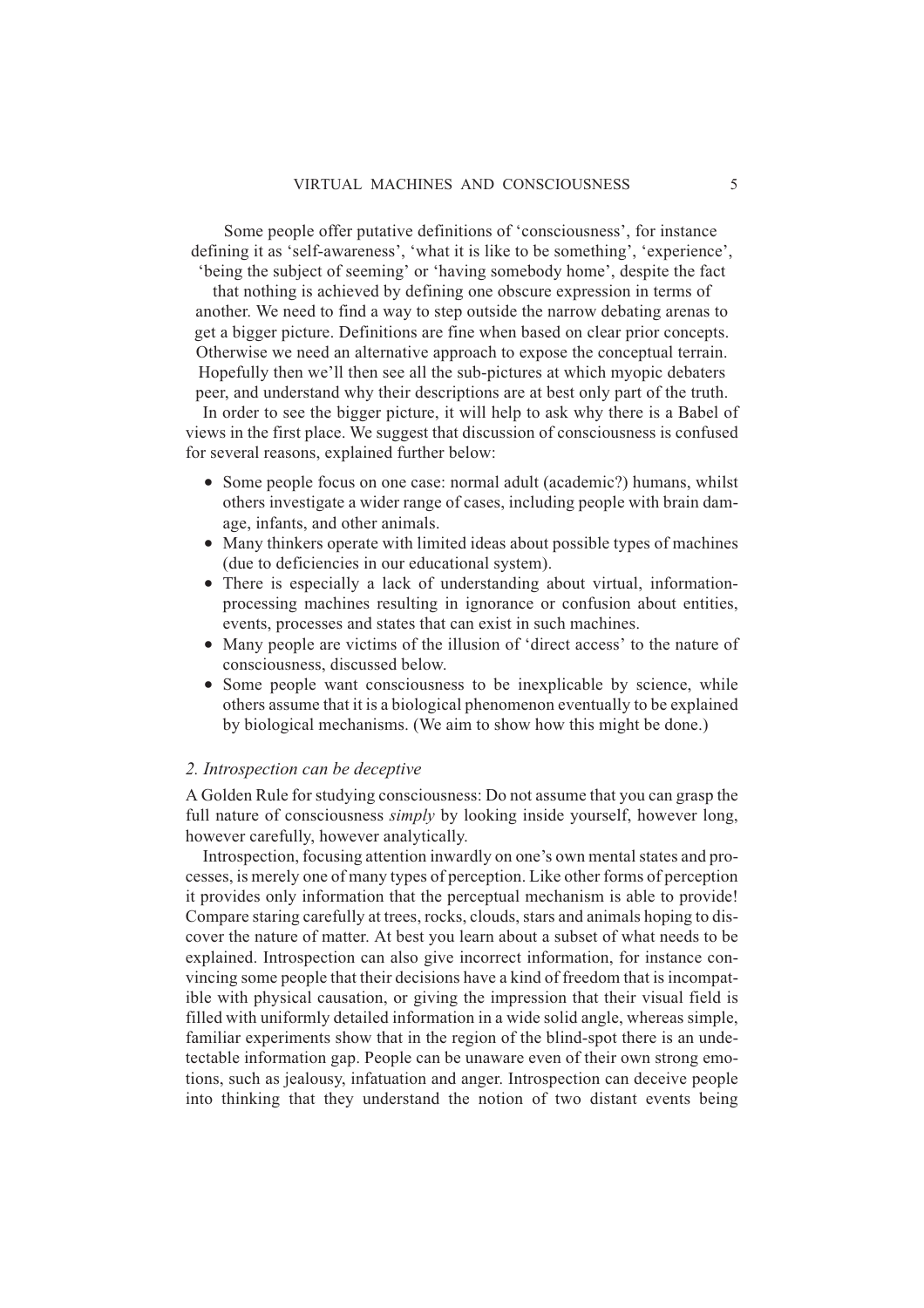Some people offer putative definitions of 'consciousness', for instance defining it as 'self-awareness', 'what it is like to be something', 'experience', 'being the subject of seeming' or 'having somebody home', despite the fact that nothing is achieved by defining one obscure expression in terms of another. We need to find a way to step outside the narrow debating arenas to get a bigger picture. Definitions are fine when based on clear prior concepts. Otherwise we need an alternative approach to expose the conceptual terrain. Hopefully then we'll then see all the sub-pictures at which myopic debaters peer, and understand why their descriptions are at best only part of the truth.

In order to see the bigger picture, it will help to ask why there is a Babel of views in the first place. We suggest that discussion of consciousness is confused for several reasons, explained further below:

- Some people focus on one case: normal adult (academic?) humans, whilst others investigate a wider range of cases, including people with brain damage, infants, and other animals.
- Many thinkers operate with limited ideas about possible types of machines (due to deficiencies in our educational system).
- There is especially a lack of understanding about virtual, information-processing machines resulting in ignorance or confusion about entities, events, processes and states that can exist in such machines.
- Many people are victims of the illusion of 'direct access' to the nature of consciousness, discussed below.
- Some people want consciousness to be inexplicable by science, while others assume that it is a biological phenomenon eventually to be explained by biological mechanisms. (We aim to show how this might be done.)

## *2. Introspection can be deceptive*

A Golden Rule for studying consciousness: Do not assume that you can grasp the full nature of consciousness *simply* by looking inside yourself, however long, however carefully, however analytically.

Introspection, focusing attention inwardly on one's own mental states and processes, is merely one of many types of perception. Like other forms of perception it provides only information that the perceptual mechanism is able to provide! Compare staring carefully at trees, rocks, clouds, stars and animals hoping to discover the nature of matter. At best you learn about a subset of what needs to be explained. Introspection can also give incorrect information, for instance convincing some people that their decisions have a kind of freedom that is incompatible with physical causation, or giving the impression that their visual field is filled with uniformly detailed information in a wide solid angle, whereas simple, familiar experiments show that in the region of the blind-spot there is an undetectable information gap. People can be unaware even of their own strong emotions, such as jealousy, infatuation and anger. Introspection can deceive people into thinking that they understand the notion of two distant events being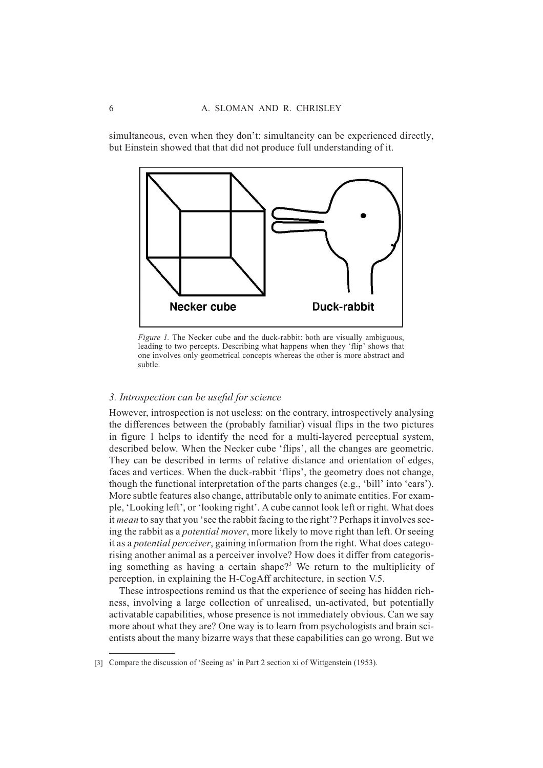simultaneous, even when they don't: simultaneity can be experienced directly, but Einstein showed that that did not produce full understanding of it.

Necker cube

Duck-rabbit

*Figure 1.* The Necker cube and the duck-rabbit: both are visually ambiguous, leading to two percepts. Describing what happens when they 'flip' shows that one involves only geometrical concepts whereas the other is more abstract and subtle.

### *3. Introspection can be useful for science*

However, introspection is not useless: on the contrary, introspectively analysing the differences between the (probably familiar) visual flips in the two pictures in figure 1 helps to identify the need for a multi-layered perceptual system, described below. When the Necker cube 'flips', all the changes are geometric. They can be described in terms of relative distance and orientation of edges, faces and vertices. When the duck-rabbit 'flips', the geometry does not change, though the functional interpretation of the parts changes (e.g., 'bill' into 'ears'). More subtle features also change, attributable only to animate entities. For example, 'Looking left', or 'looking right'. A cube cannot look left or right. What does it *mean* to say that you 'see the rabbit facing to the right'? Perhaps it involves seeing the rabbit as a *potential mover*, more likely to move right than left. Or seeing it as a *potential perceiver*, gaining information from the right. What does categorising another animal as a perceiver involve? How does it differ from categorising something as having a certain shape?[3] We return to the multiplicity of perception, in explaining the H-CogAff architecture, in section V.5.

These introspections remind us that the experience of seeing has hidden richness, involving a large collection of unrealised, un-activated, but potentially activatable capabilities, whose presence is not immediately obvious. Can we say more about what they are? One way is to learn from psychologists and brain scientists about the many bizarre ways that these capabilities can go wrong. But we

[3] Compare the discussion of 'Seeing as' in Part 2 section xi of Wittgenstein (1953).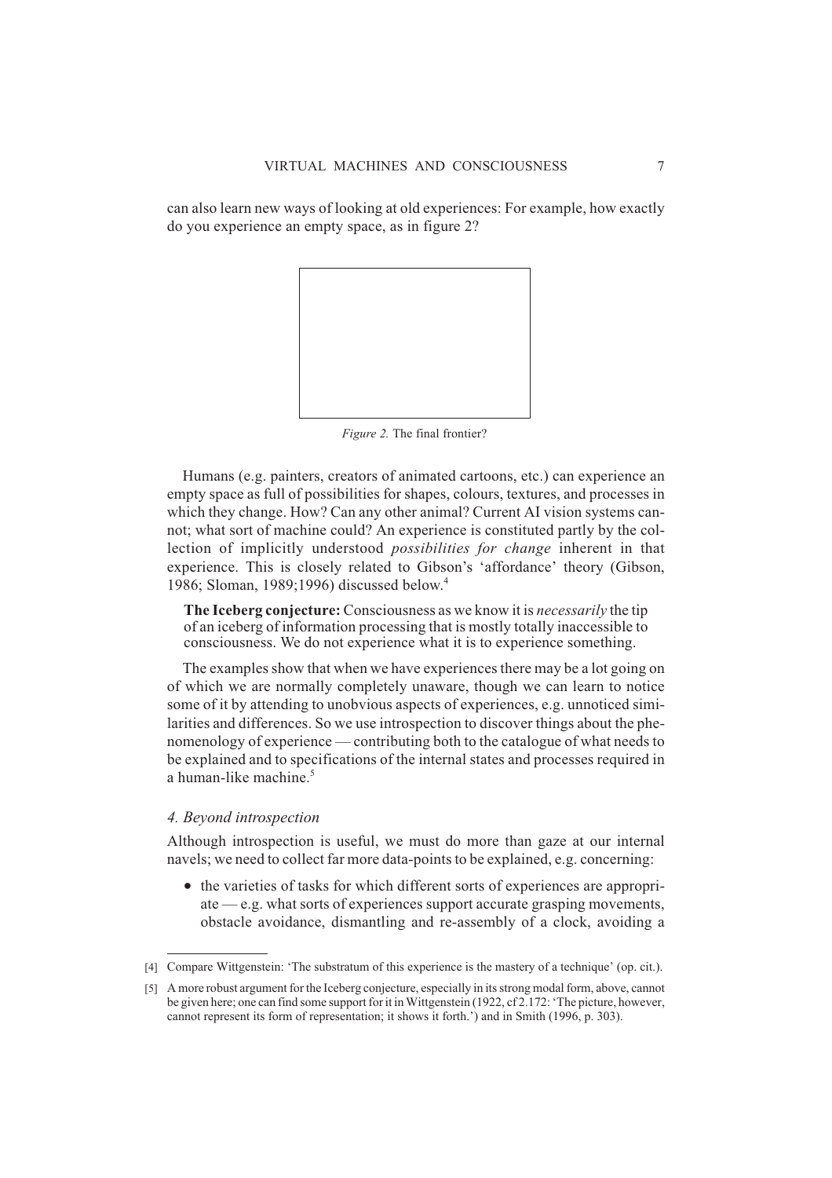can also learn new ways of looking at old experiences: For example, how exactly do you experience an empty space, as in figure 2?

*Figure 2.* The final frontier?

Humans (e.g. painters, creators of animated cartoons, etc.) can experience an empty space as full of possibilities for shapes, colours, textures, and processes in which they change. How? Can any other animal? Current AI vision systems cannot; what sort of machine could? An experience is constituted partly by the collection of implicitly understood *possibilities for change* inherent in that experience. This is closely related to Gibson's 'affordance' theory (Gibson, 1986; Sloman, 1989;1996) discussed below.[4]

> **The Iceberg conjecture:** Consciousness as we know it is *necessarily* the tip of an iceberg of information processing that is mostly totally inaccessible to consciousness. We do not experience what it is to experience something.

The examples show that when we have experiences there may be a lot going on of which we are normally completely unaware, though we can learn to notice some of it by attending to unobvious aspects of experiences, e.g. unnoticed similarities and differences. So we use introspection to discover things about the phenomenology of experience — contributing both to the catalogue of what needs to be explained and to specifications of the internal states and processes required in a human-like machine.[5]

### *4. Beyond introspection*

Although introspection is useful, we must do more than gaze at our internal navels; we need to collect far more data-points to be explained, e.g. concerning:

- the varieties of tasks for which different sorts of experiences are appropriate — e.g. what sorts of experiences support accurate grasping movements, obstacle avoidance, dismantling and re-assembly of a clock, avoiding a

---

[4] Compare Wittgenstein: 'The substratum of this experience is the mastery of a technique' (op. cit.).

[5] A more robust argument for the Iceberg conjecture, especially in its strong modal form, above, cannot be given here; one can find some support for it in Wittgenstein (1922, cf 2.172: 'The picture, however, cannot represent its form of representation; it shows it forth.') and in Smith (1996, p. 303).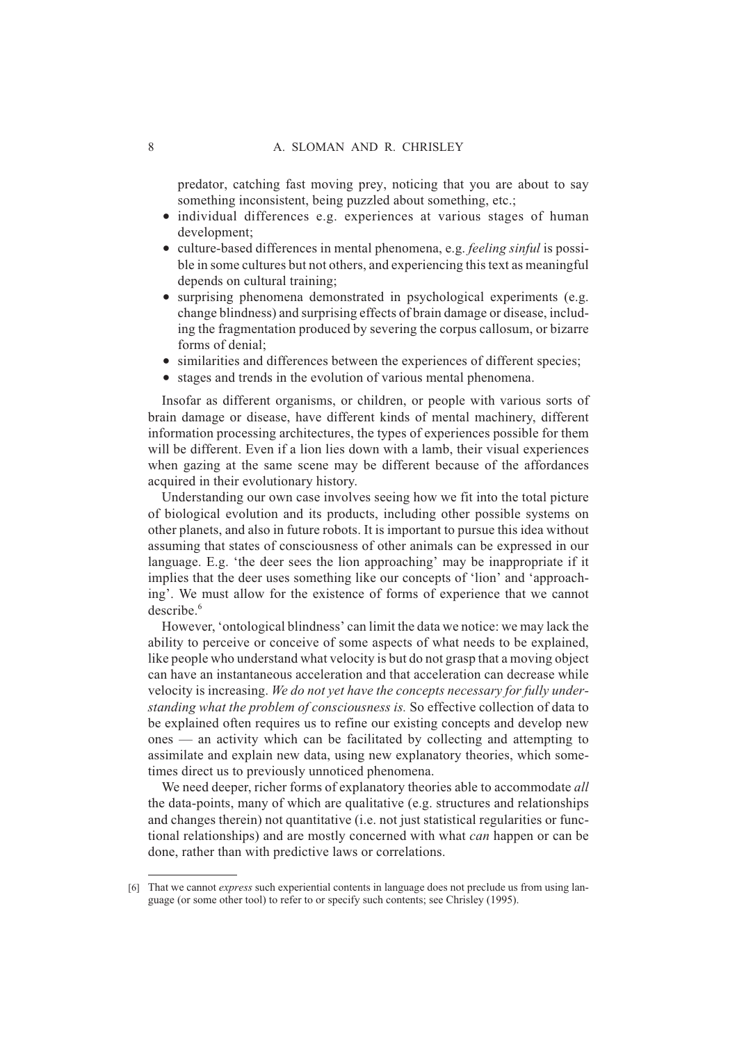predator, catching fast moving prey, noticing that you are about to say something inconsistent, being puzzled about something, etc.;

- individual differences e.g. experiences at various stages of human development;
- culture-based differences in mental phenomena, e.g. *feeling sinful* is possible in some cultures but not others, and experiencing this text as meaningful depends on cultural training;
- surprising phenomena demonstrated in psychological experiments (e.g. change blindness) and surprising effects of brain damage or disease, including the fragmentation produced by severing the corpus callosum, or bizarre forms of denial;
- similarities and differences between the experiences of different species;
- stages and trends in the evolution of various mental phenomena.

Insofar as different organisms, or children, or people with various sorts of brain damage or disease, have different kinds of mental machinery, different information processing architectures, the types of experiences possible for them will be different. Even if a lion lies down with a lamb, their visual experiences when gazing at the same scene may be different because of the affordances acquired in their evolutionary history.

Understanding our own case involves seeing how we fit into the total picture of biological evolution and its products, including other possible systems on other planets, and also in future robots. It is important to pursue this idea without assuming that states of consciousness of other animals can be expressed in our language. E.g. 'the deer sees the lion approaching' may be inappropriate if it implies that the deer uses something like our concepts of 'lion' and 'approaching'. We must allow for the existence of forms of experience that we cannot describe.[6]

However, 'ontological blindness' can limit the data we notice: we may lack the ability to perceive or conceive of some aspects of what needs to be explained, like people who understand what velocity is but do not grasp that a moving object can have an instantaneous acceleration and that acceleration can decrease while velocity is increasing. *We do not yet have the concepts necessary for fully understanding what the problem of consciousness is.* So effective collection of data to be explained often requires us to refine our existing concepts and develop new ones — an activity which can be facilitated by collecting and attempting to assimilate and explain new data, using new explanatory theories, which sometimes direct us to previously unnoticed phenomena.

We need deeper, richer forms of explanatory theories able to accommodate *all* the data-points, many of which are qualitative (e.g. structures and relationships and changes therein) not quantitative (i.e. not just statistical regularities or functional relationships) and are mostly concerned with what *can* happen or can be done, rather than with predictive laws or correlations.

---

[6] That we cannot *express* such experiential contents in language does not preclude us from using language (or some other tool) to refer to or specify such contents; see Chrisley (1995).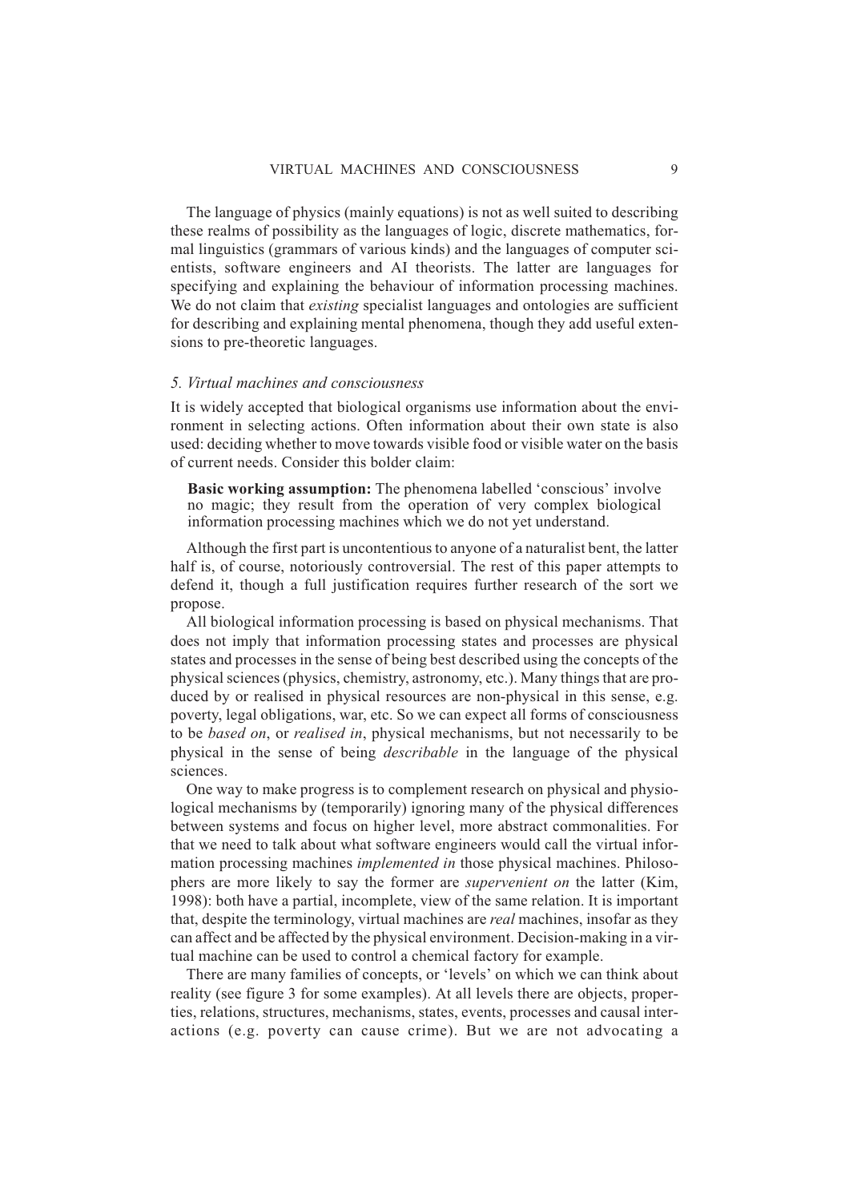The language of physics (mainly equations) is not as well suited to describing these realms of possibility as the languages of logic, discrete mathematics, formal linguistics (grammars of various kinds) and the languages of computer scientists, software engineers and AI theorists. The latter are languages for specifying and explaining the behaviour of information processing machines. We do not claim that *existing* specialist languages and ontologies are sufficient for describing and explaining mental phenomena, though they add useful extensions to pre-theoretic languages.

### *5. Virtual machines and consciousness*

It is widely accepted that biological organisms use information about the environment in selecting actions. Often information about their own state is also used: deciding whether to move towards visible food or visible water on the basis of current needs. Consider this bolder claim:

> **Basic working assumption:** The phenomena labelled 'conscious' involve no magic; they result from the operation of very complex biological information processing machines which we do not yet understand.

Although the first part is uncontentious to anyone of a naturalist bent, the latter half is, of course, notoriously controversial. The rest of this paper attempts to defend it, though a full justification requires further research of the sort we propose.

All biological information processing is based on physical mechanisms. That does not imply that information processing states and processes are physical states and processes in the sense of being best described using the concepts of the physical sciences (physics, chemistry, astronomy, etc.). Many things that are produced by or realised in physical resources are non-physical in this sense, e.g. poverty, legal obligations, war, etc. So we can expect all forms of consciousness to be *based on*, or *realised in*, physical mechanisms, but not necessarily to be physical in the sense of being *describable* in the language of the physical sciences.

One way to make progress is to complement research on physical and physiological mechanisms by (temporarily) ignoring many of the physical differences between systems and focus on higher level, more abstract commonalities. For that we need to talk about what software engineers would call the virtual information processing machines *implemented in* those physical machines. Philosophers are more likely to say the former are *supervenient on* the latter (Kim, 1998): both have a partial, incomplete, view of the same relation. It is important that, despite the terminology, virtual machines are *real* machines, insofar as they can affect and be affected by the physical environment. Decision-making in a virtual machine can be used to control a chemical factory for example.

There are many families of concepts, or 'levels' on which we can think about reality (see figure 3 for some examples). At all levels there are objects, properties, relations, structures, mechanisms, states, events, processes and causal interactions (e.g. poverty can cause crime). But we are not advocating a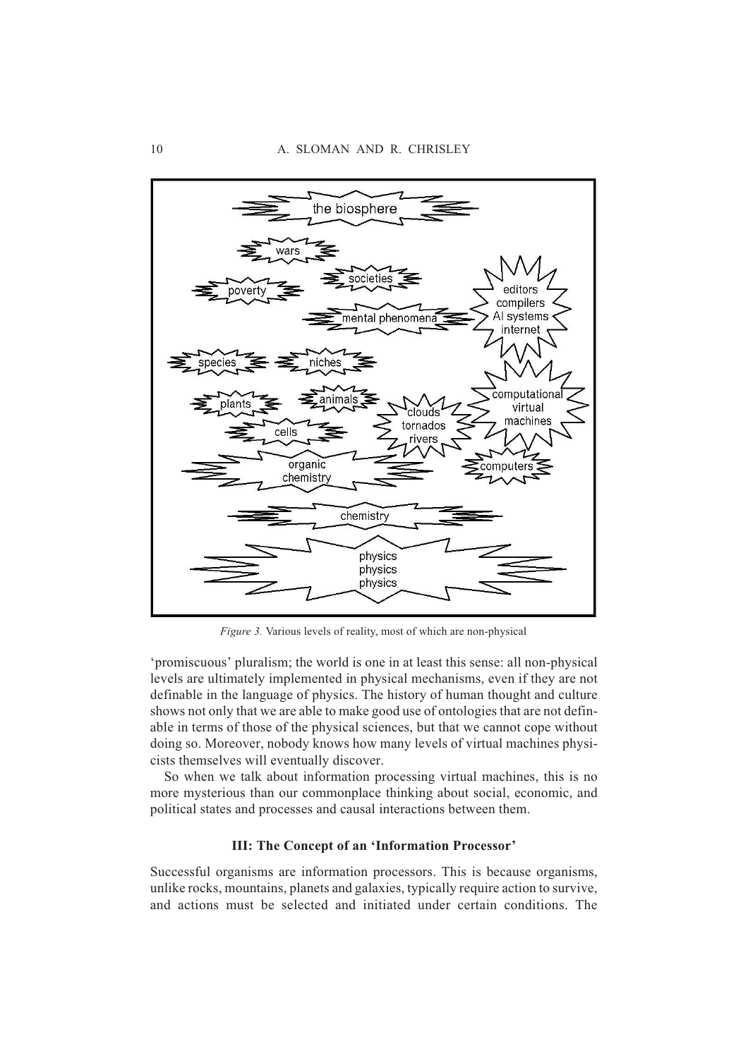*Figure 3.* Various levels of reality, most of which are non-physical

'promiscuous' pluralism; the world is one in at least this sense: all non-physical levels are ultimately implemented in physical mechanisms, even if they are not definable in the language of physics. The history of human thought and culture shows not only that we are able to make good use of ontologies that are not definable in terms of those of the physical sciences, but that we cannot cope without doing so. Moreover, nobody knows how many levels of virtual machines physicists themselves will eventually discover.

So when we talk about information processing virtual machines, this is no more mysterious than our commonplace thinking about social, economic, and political states and processes and causal interactions between them.

### III: The Concept of an 'Information Processor'

Successful organisms are information processors. This is because organisms, unlike rocks, mountains, planets and galaxies, typically require action to survive, and actions must be selected and initiated under certain conditions. The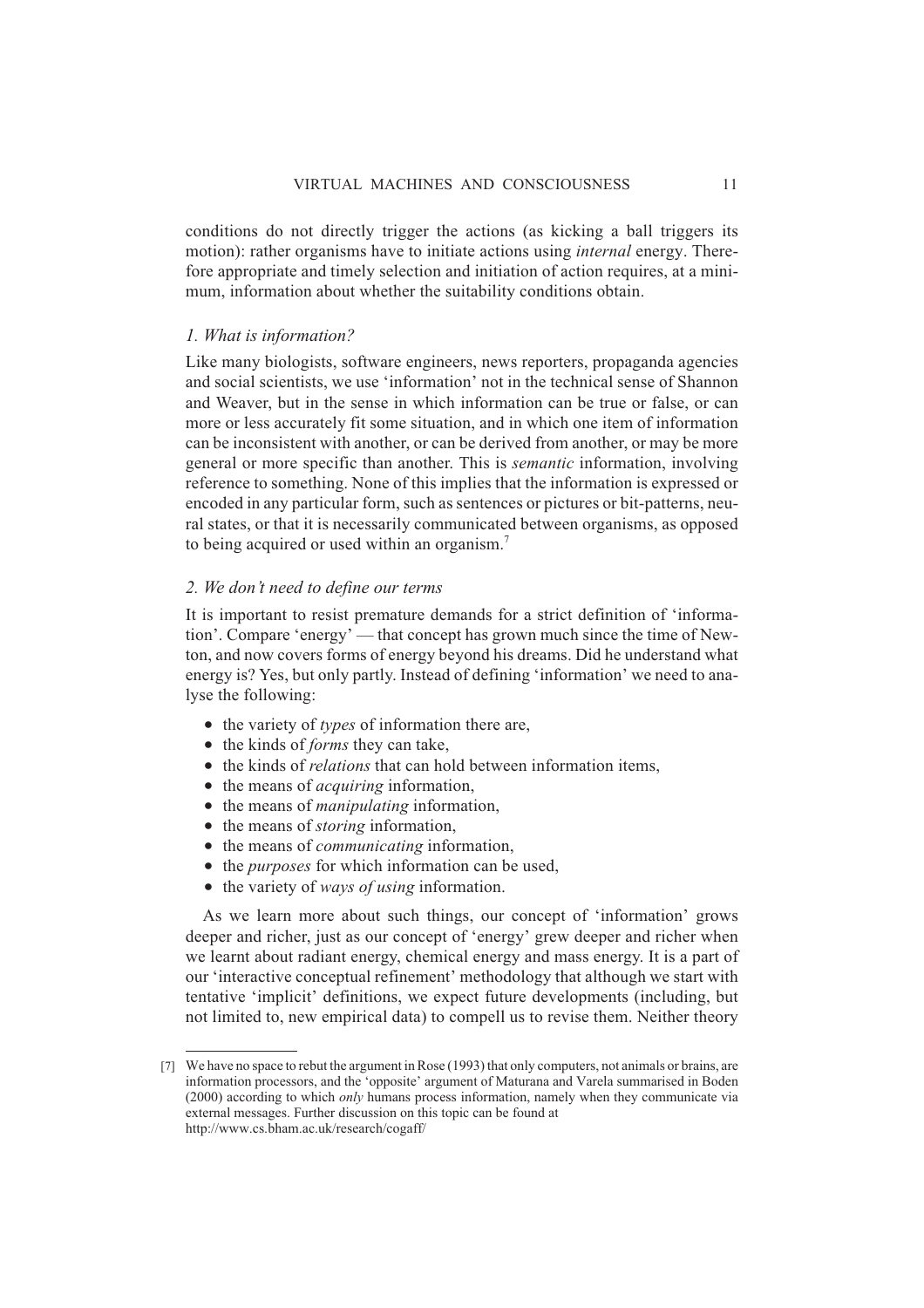conditions do not directly trigger the actions (as kicking a ball triggers its motion): rather organisms have to initiate actions using *internal* energy. Therefore appropriate and timely selection and initiation of action requires, at a minimum, information about whether the suitability conditions obtain.

### *1. What is information?*

Like many biologists, software engineers, news reporters, propaganda agencies and social scientists, we use 'information' not in the technical sense of Shannon and Weaver, but in the sense in which information can be true or false, or can more or less accurately fit some situation, and in which one item of information can be inconsistent with another, or can be derived from another, or may be more general or more specific than another. This is *semantic* information, involving reference to something. None of this implies that the information is expressed or encoded in any particular form, such as sentences or pictures or bit-patterns, neural states, or that it is necessarily communicated between organisms, as opposed to being acquired or used within an organism.[7]

### *2. We don't need to define our terms*

It is important to resist premature demands for a strict definition of 'information'. Compare 'energy' — that concept has grown much since the time of Newton, and now covers forms of energy beyond his dreams. Did he understand what energy is? Yes, but only partly. Instead of defining 'information' we need to analyse the following:

- the variety of *types* of information there are,
- the kinds of *forms* they can take,
- the kinds of *relations* that can hold between information items,
- the means of *acquiring* information,
- the means of *manipulating* information,
- the means of *storing* information,
- the means of *communicating* information,
- the *purposes* for which information can be used,
- the variety of *ways of using* information.

As we learn more about such things, our concept of 'information' grows deeper and richer, just as our concept of 'energy' grew deeper and richer when we learnt about radiant energy, chemical energy and mass energy. It is a part of our 'interactive conceptual refinement' methodology that although we start with tentative 'implicit' definitions, we expect future developments (including, but not limited to, new empirical data) to compell us to revise them. Neither theory

[7] We have no space to rebut the argument in Rose (1993) that only computers, not animals or brains, are information processors, and the 'opposite' argument of Maturana and Varela summarised in Boden (2000) according to which *only* humans process information, namely when they communicate via external messages. Further discussion on this topic can be found at http://www.cs.bham.ac.uk/research/cogaff/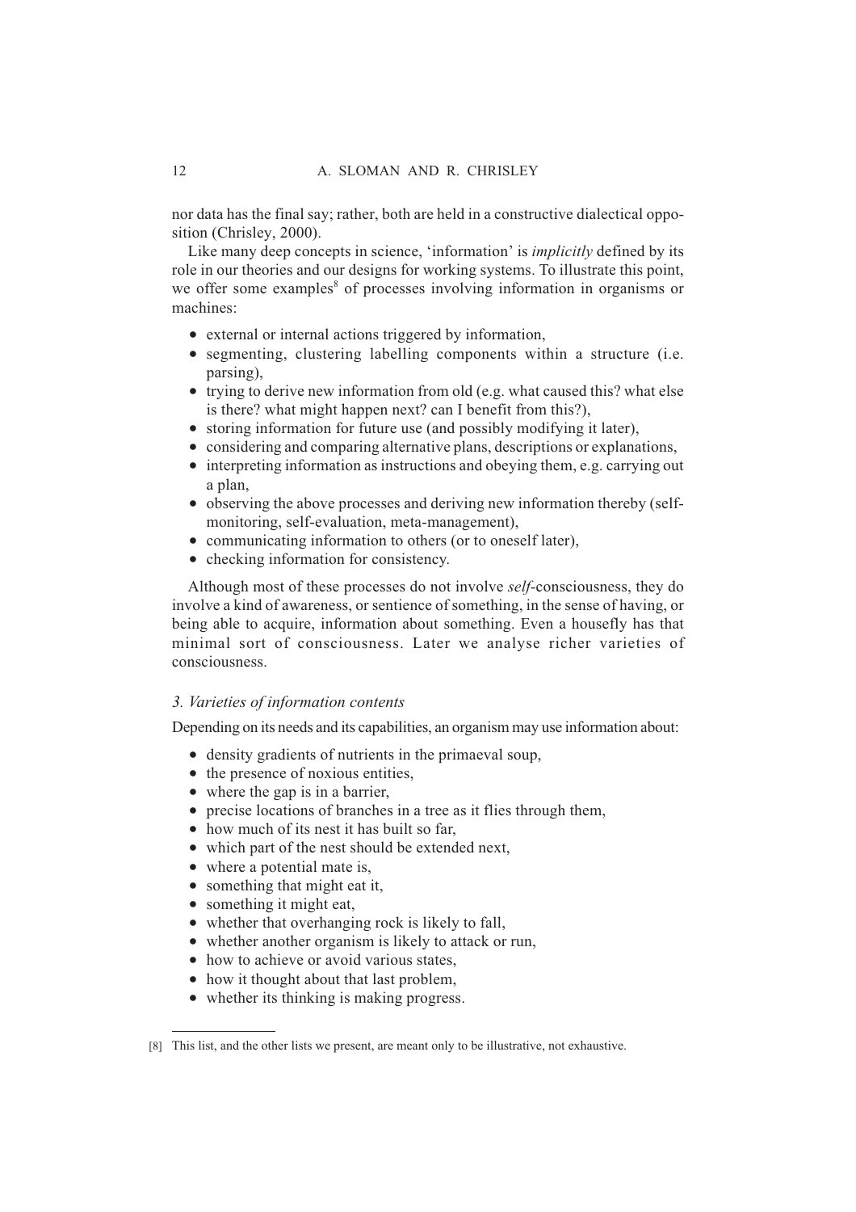nor data has the final say; rather, both are held in a constructive dialectical opposition (Chrisley, 2000).

Like many deep concepts in science, 'information' is *implicitly* defined by its role in our theories and our designs for working systems. To illustrate this point, we offer some examples[8] of processes involving information in organisms or machines:

- external or internal actions triggered by information,
- segmenting, clustering labelling components within a structure (i.e. parsing),
- trying to derive new information from old (e.g. what caused this? what else is there? what might happen next? can I benefit from this?),
- storing information for future use (and possibly modifying it later),
- considering and comparing alternative plans, descriptions or explanations,
- interpreting information as instructions and obeying them, e.g. carrying out a plan,
- observing the above processes and deriving new information thereby (self-monitoring, self-evaluation, meta-management),
- communicating information to others (or to oneself later),
- checking information for consistency.

Although most of these processes do not involve *self*-consciousness, they do involve a kind of awareness, or sentience of something, in the sense of having, or being able to acquire, information about something. Even a housefly has that minimal sort of consciousness. Later we analyse richer varieties of consciousness.

### *3. Varieties of information contents*

Depending on its needs and its capabilities, an organism may use information about:

- density gradients of nutrients in the primaeval soup,
- the presence of noxious entities,
- where the gap is in a barrier,
- precise locations of branches in a tree as it flies through them,
- how much of its nest it has built so far,
- which part of the nest should be extended next,
- where a potential mate is,
- something that might eat it,
- something it might eat,
- whether that overhanging rock is likely to fall,
- whether another organism is likely to attack or run,
- how to achieve or avoid various states,
- how it thought about that last problem,
- whether its thinking is making progress.

[8] This list, and the other lists we present, are meant only to be illustrative, not exhaustive.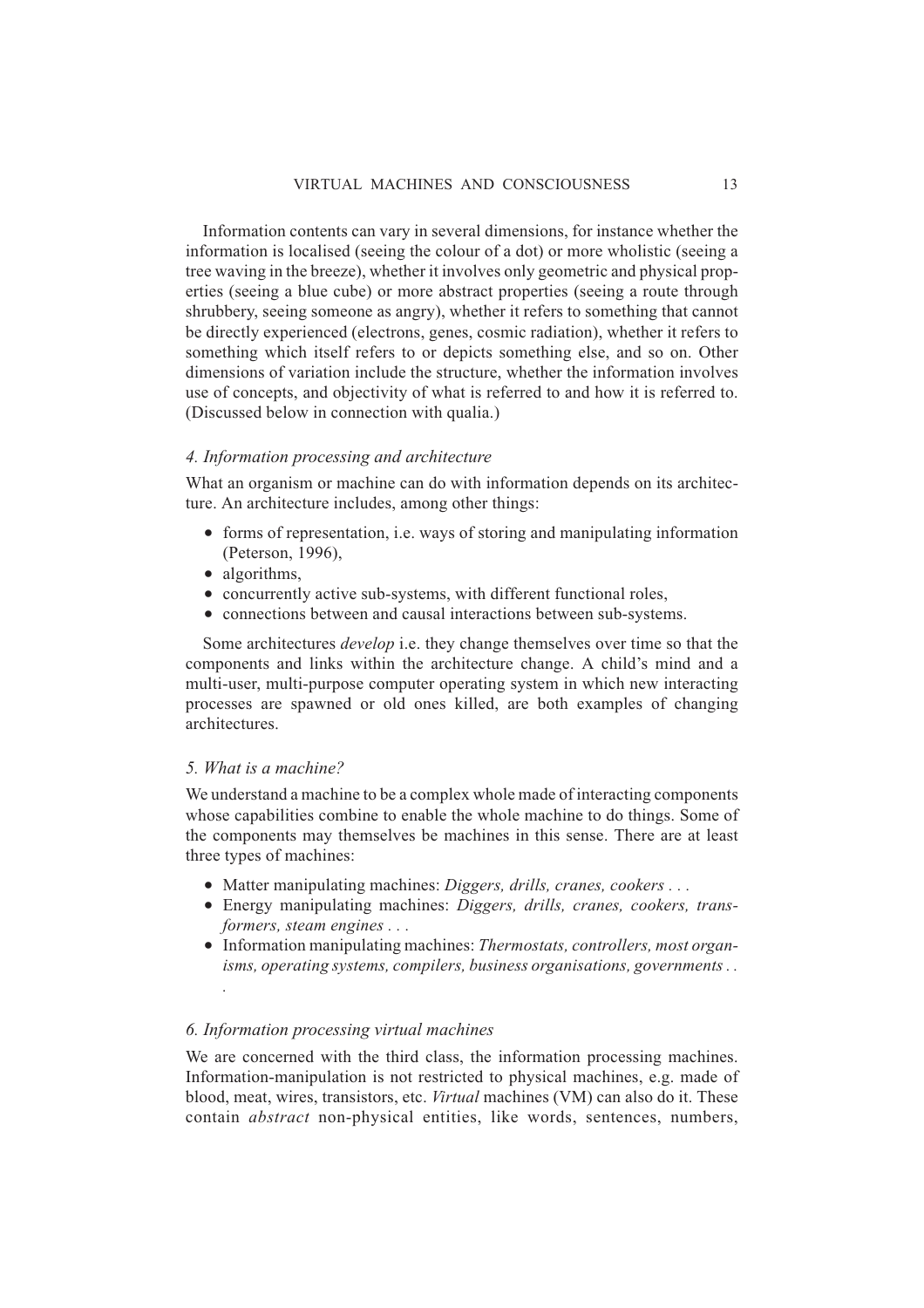Information contents can vary in several dimensions, for instance whether the information is localised (seeing the colour of a dot) or more wholistic (seeing a tree waving in the breeze), whether it involves only geometric and physical properties (seeing a blue cube) or more abstract properties (seeing a route through shrubbery, seeing someone as angry), whether it refers to something that cannot be directly experienced (electrons, genes, cosmic radiation), whether it refers to something which itself refers to or depicts something else, and so on. Other dimensions of variation include the structure, whether the information involves use of concepts, and objectivity of what is referred to and how it is referred to. (Discussed below in connection with qualia.)

### *4. Information processing and architecture*

What an organism or machine can do with information depends on its architecture. An architecture includes, among other things:

- forms of representation, i.e. ways of storing and manipulating information (Peterson, 1996),
- algorithms,
- concurrently active sub-systems, with different functional roles,
- connections between and causal interactions between sub-systems.

Some architectures *develop* i.e. they change themselves over time so that the components and links within the architecture change. A child's mind and a multi-user, multi-purpose computer operating system in which new interacting processes are spawned or old ones killed, are both examples of changing architectures.

### *5. What is a machine?*

We understand a machine to be a complex whole made of interacting components whose capabilities combine to enable the whole machine to do things. Some of the components may themselves be machines in this sense. There are at least three types of machines:

- Matter manipulating machines: *Diggers, drills, cranes, cookers . . .*
- Energy manipulating machines: *Diggers, drills, cranes, cookers, transformers, steam engines . . .*
- Information manipulating machines: *Thermostats, controllers, most organisms, operating systems, compilers, business organisations, governments . . .*

### *6. Information processing virtual machines*

We are concerned with the third class, the information processing machines. Information-manipulation is not restricted to physical machines, e.g. made of blood, meat, wires, transistors, etc. *Virtual* machines (VM) can also do it. These contain *abstract* non-physical entities, like words, sentences, numbers,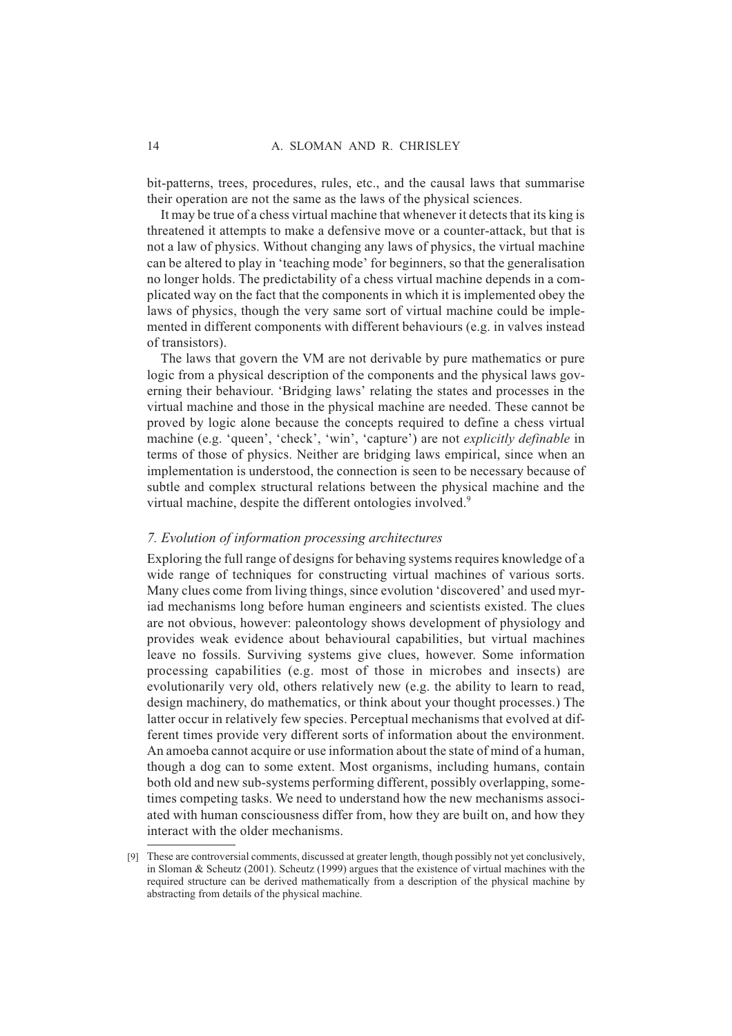bit-patterns, trees, procedures, rules, etc., and the causal laws that summarise their operation are not the same as the laws of the physical sciences.

It may be true of a chess virtual machine that whenever it detects that its king is threatened it attempts to make a defensive move or a counter-attack, but that is not a law of physics. Without changing any laws of physics, the virtual machine can be altered to play in 'teaching mode' for beginners, so that the generalisation no longer holds. The predictability of a chess virtual machine depends in a complicated way on the fact that the components in which it is implemented obey the laws of physics, though the very same sort of virtual machine could be implemented in different components with different behaviours (e.g. in valves instead of transistors).

The laws that govern the VM are not derivable by pure mathematics or pure logic from a physical description of the components and the physical laws governing their behaviour. 'Bridging laws' relating the states and processes in the virtual machine and those in the physical machine are needed. These cannot be proved by logic alone because the concepts required to define a chess virtual machine (e.g. 'queen', 'check', 'win', 'capture') are not *explicitly definable* in terms of those of physics. Neither are bridging laws empirical, since when an implementation is understood, the connection is seen to be necessary because of subtle and complex structural relations between the physical machine and the virtual machine, despite the different ontologies involved.[9]

## *7. Evolution of information processing architectures*

Exploring the full range of designs for behaving systems requires knowledge of a wide range of techniques for constructing virtual machines of various sorts. Many clues come from living things, since evolution 'discovered' and used myriad mechanisms long before human engineers and scientists existed. The clues are not obvious, however: paleontology shows development of physiology and provides weak evidence about behavioural capabilities, but virtual machines leave no fossils. Surviving systems give clues, however. Some information processing capabilities (e.g. most of those in microbes and insects) are evolutionarily very old, others relatively new (e.g. the ability to learn to read, design machinery, do mathematics, or think about your thought processes.) The latter occur in relatively few species. Perceptual mechanisms that evolved at different times provide very different sorts of information about the environment. An amoeba cannot acquire or use information about the state of mind of a human, though a dog can to some extent. Most organisms, including humans, contain both old and new sub-systems performing different, possibly overlapping, sometimes competing tasks. We need to understand how the new mechanisms associated with human consciousness differ from, how they are built on, and how they interact with the older mechanisms.

[9] These are controversial comments, discussed at greater length, though possibly not yet conclusively, in Sloman & Scheutz (2001). Scheutz (1999) argues that the existence of virtual machines with the required structure can be derived mathematically from a description of the physical machine by abstracting from details of the physical machine.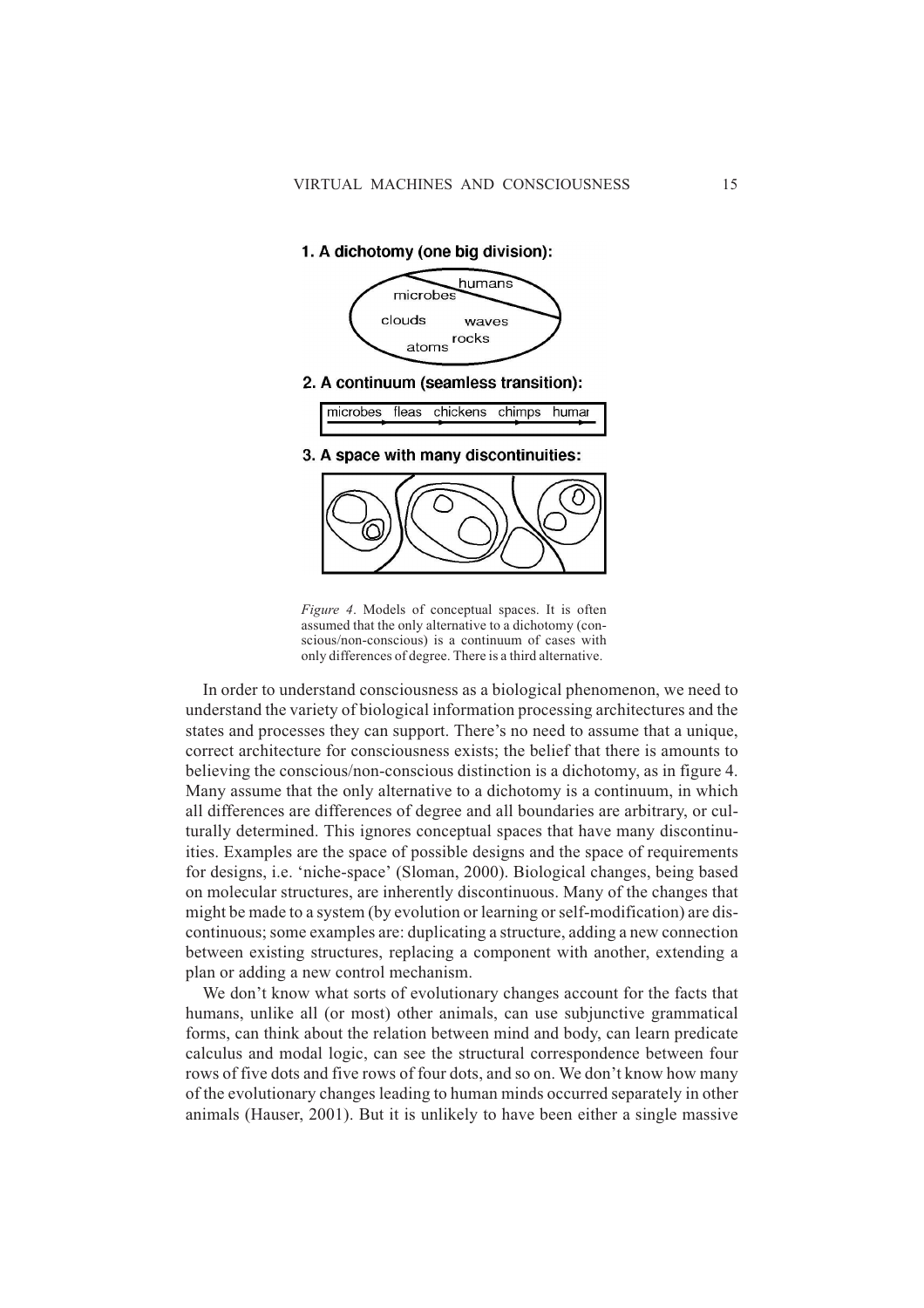1. A dichotomy (one big division):

2. A continuum (seamless transition):

3. A space with many discontinuities:

*Figure 4*. Models of conceptual spaces. It is often assumed that the only alternative to a dichotomy (conscious/non-conscious) is a continuum of cases with only differences of degree. There is a third alternative.

In order to understand consciousness as a biological phenomenon, we need to understand the variety of biological information processing architectures and the states and processes they can support. There's no need to assume that a unique, correct architecture for consciousness exists; the belief that there is amounts to believing the conscious/non-conscious distinction is a dichotomy, as in figure 4. Many assume that the only alternative to a dichotomy is a continuum, in which all differences are differences of degree and all boundaries are arbitrary, or culturally determined. This ignores conceptual spaces that have many discontinuities. Examples are the space of possible designs and the space of requirements for designs, i.e. 'niche-space' (Sloman, 2000). Biological changes, being based on molecular structures, are inherently discontinuous. Many of the changes that might be made to a system (by evolution or learning or self-modification) are discontinuous; some examples are: duplicating a structure, adding a new connection between existing structures, replacing a component with another, extending a plan or adding a new control mechanism.

We don't know what sorts of evolutionary changes account for the facts that humans, unlike all (or most) other animals, can use subjunctive grammatical forms, can think about the relation between mind and body, can learn predicate calculus and modal logic, can see the structural correspondence between four rows of five dots and five rows of four dots, and so on. We don't know how many of the evolutionary changes leading to human minds occurred separately in other animals (Hauser, 2001). But it is unlikely to have been either a single massive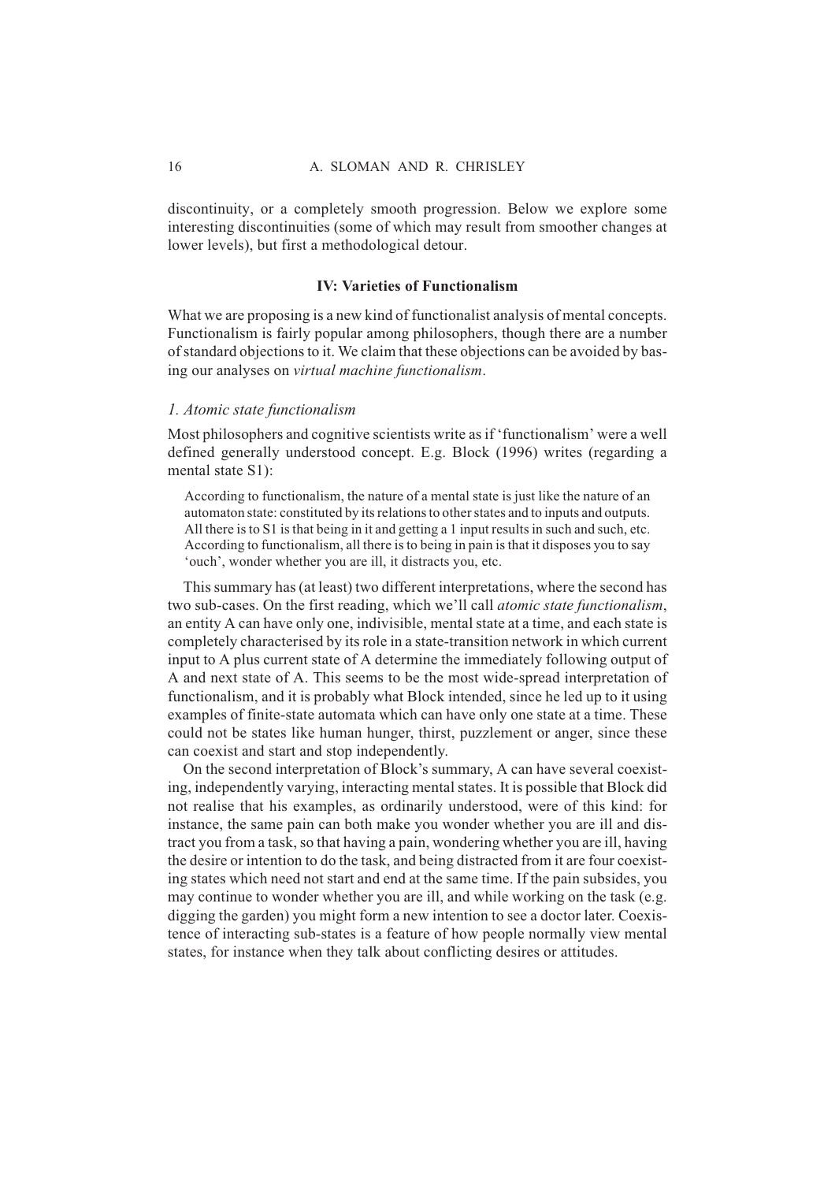discontinuity, or a completely smooth progression. Below we explore some interesting discontinuities (some of which may result from smoother changes at lower levels), but first a methodological detour.

## IV: Varieties of Functionalism

What we are proposing is a new kind of functionalist analysis of mental concepts. Functionalism is fairly popular among philosophers, though there are a number of standard objections to it. We claim that these objections can be avoided by basing our analyses on *virtual machine functionalism*.

### *1. Atomic state functionalism*

Most philosophers and cognitive scientists write as if 'functionalism' were a well defined generally understood concept. E.g. Block (1996) writes (regarding a mental state S1):

> According to functionalism, the nature of a mental state is just like the nature of an automaton state: constituted by its relations to other states and to inputs and outputs. All there is to S1 is that being in it and getting a 1 input results in such and such, etc. According to functionalism, all there is to being in pain is that it disposes you to say 'ouch', wonder whether you are ill, it distracts you, etc.

This summary has (at least) two different interpretations, where the second has two sub-cases. On the first reading, which we'll call *atomic state functionalism*, an entity A can have only one, indivisible, mental state at a time, and each state is completely characterised by its role in a state-transition network in which current input to A plus current state of A determine the immediately following output of A and next state of A. This seems to be the most wide-spread interpretation of functionalism, and it is probably what Block intended, since he led up to it using examples of finite-state automata which can have only one state at a time. These could not be states like human hunger, thirst, puzzlement or anger, since these can coexist and start and stop independently.

On the second interpretation of Block's summary, A can have several coexisting, independently varying, interacting mental states. It is possible that Block did not realise that his examples, as ordinarily understood, were of this kind: for instance, the same pain can both make you wonder whether you are ill and distract you from a task, so that having a pain, wondering whether you are ill, having the desire or intention to do the task, and being distracted from it are four coexisting states which need not start and end at the same time. If the pain subsides, you may continue to wonder whether you are ill, and while working on the task (e.g. digging the garden) you might form a new intention to see a doctor later. Coexistence of interacting sub-states is a feature of how people normally view mental states, for instance when they talk about conflicting desires or attitudes.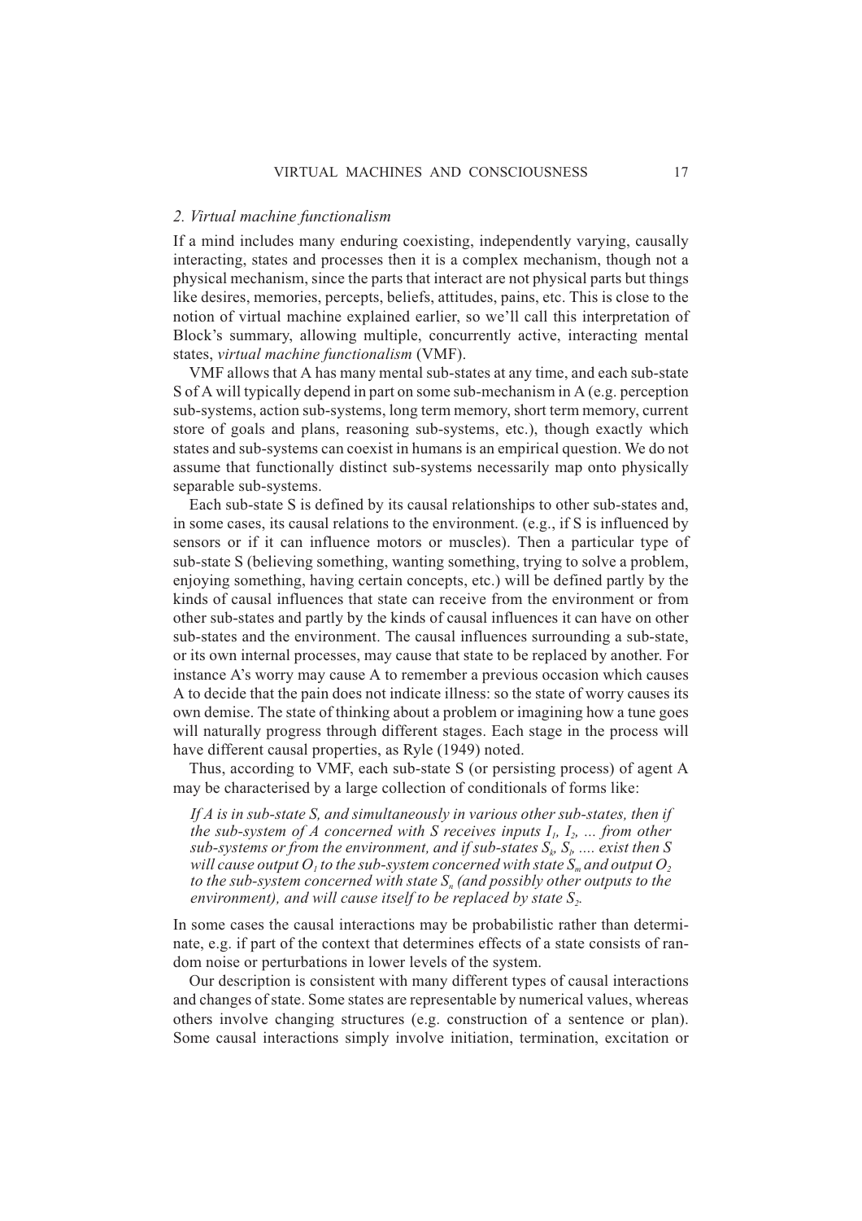## 2. Virtual machine functionalism

If a mind includes many enduring coexisting, independently varying, causally interacting, states and processes then it is a complex mechanism, though not a physical mechanism, since the parts that interact are not physical parts but things like desires, memories, percepts, beliefs, attitudes, pains, etc. This is close to the notion of virtual machine explained earlier, so we'll call this interpretation of Block's summary, allowing multiple, concurrently active, interacting mental states, *virtual machine functionalism* (VMF).

VMF allows that A has many mental sub-states at any time, and each sub-state S of A will typically depend in part on some sub-mechanism in A (e.g. perception sub-systems, action sub-systems, long term memory, short term memory, current store of goals and plans, reasoning sub-systems, etc.), though exactly which states and sub-systems can coexist in humans is an empirical question. We do not assume that functionally distinct sub-systems necessarily map onto physically separable sub-systems.

Each sub-state S is defined by its causal relationships to other sub-states and, in some cases, its causal relations to the environment. (e.g., if S is influenced by sensors or if it can influence motors or muscles). Then a particular type of sub-state S (believing something, wanting something, trying to solve a problem, enjoying something, having certain concepts, etc.) will be defined partly by the kinds of causal influences that state can receive from the environment or from other sub-states and partly by the kinds of causal influences it can have on other sub-states and the environment. The causal influences surrounding a sub-state, or its own internal processes, may cause that state to be replaced by another. For instance A's worry may cause A to remember a previous occasion which causes A to decide that the pain does not indicate illness: so the state of worry causes its own demise. The state of thinking about a problem or imagining how a tune goes will naturally progress through different stages. Each stage in the process will have different causal properties, as Ryle (1949) noted.

Thus, according to VMF, each sub-state S (or persisting process) of agent A may be characterised by a large collection of conditionals of forms like:

> *If A is in sub-state S, and simultaneously in various other sub-states, then if the sub-system of A concerned with S receives inputs $I_1$, $I_2$, ... from other sub-systems or from the environment, and if sub-states $S_k$, $S_l$, .... exist then S will cause output $O_1$ to the sub-system concerned with state $S_m$ and output $O_2$ to the sub-system concerned with state $S_n$ (and possibly other outputs to the environment), and will cause itself to be replaced by state $S_2$.*

In some cases the causal interactions may be probabilistic rather than determinate, e.g. if part of the context that determines effects of a state consists of random noise or perturbations in lower levels of the system.

Our description is consistent with many different types of causal interactions and changes of state. Some states are representable by numerical values, whereas others involve changing structures (e.g. construction of a sentence or plan). Some causal interactions simply involve initiation, termination, excitation or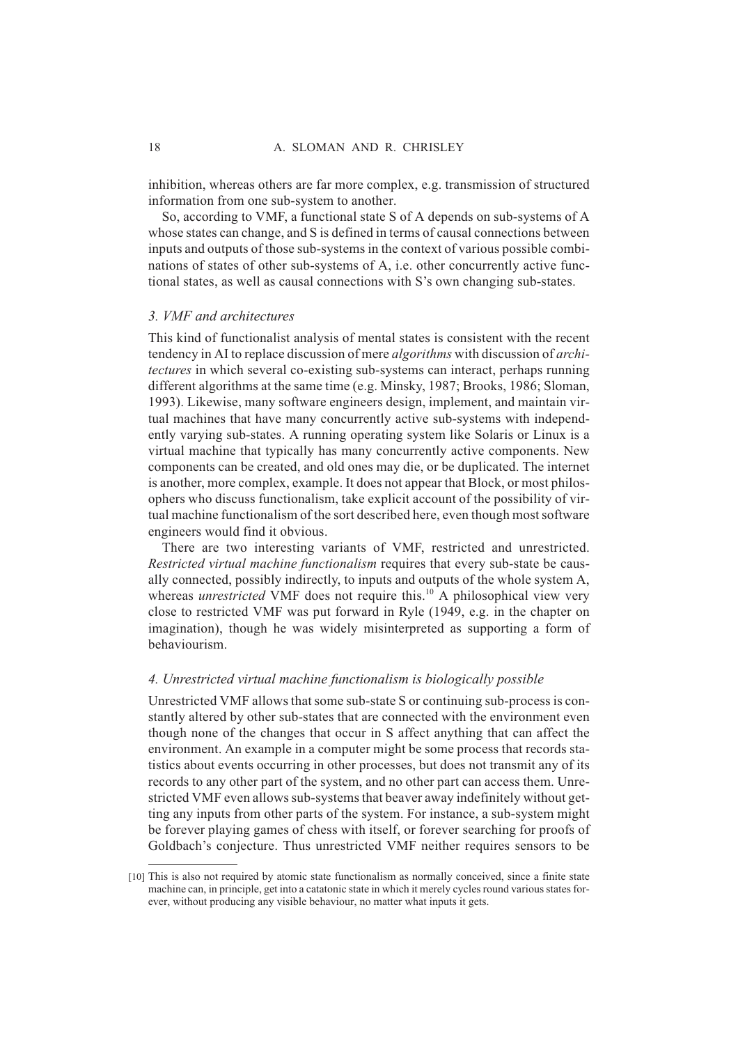inhibition, whereas others are far more complex, e.g. transmission of structured information from one sub-system to another.

So, according to VMF, a functional state S of A depends on sub-systems of A whose states can change, and S is defined in terms of causal connections between inputs and outputs of those sub-systems in the context of various possible combinations of states of other sub-systems of A, i.e. other concurrently active functional states, as well as causal connections with S's own changing sub-states.

### *3. VMF and architectures*

This kind of functionalist analysis of mental states is consistent with the recent tendency in AI to replace discussion of mere *algorithms* with discussion of *architectures* in which several co-existing sub-systems can interact, perhaps running different algorithms at the same time (e.g. Minsky, 1987; Brooks, 1986; Sloman, 1993). Likewise, many software engineers design, implement, and maintain virtual machines that have many concurrently active sub-systems with independently varying sub-states. A running operating system like Solaris or Linux is a virtual machine that typically has many concurrently active components. New components can be created, and old ones may die, or be duplicated. The internet is another, more complex, example. It does not appear that Block, or most philosophers who discuss functionalism, take explicit account of the possibility of virtual machine functionalism of the sort described here, even though most software engineers would find it obvious.

There are two interesting variants of VMF, restricted and unrestricted. *Restricted virtual machine functionalism* requires that every sub-state be causally connected, possibly indirectly, to inputs and outputs of the whole system A, whereas *unrestricted* VMF does not require this.[10] A philosophical view very close to restricted VMF was put forward in Ryle (1949, e.g. in the chapter on imagination), though he was widely misinterpreted as supporting a form of behaviourism.

### *4. Unrestricted virtual machine functionalism is biologically possible*

Unrestricted VMF allows that some sub-state S or continuing sub-process is constantly altered by other sub-states that are connected with the environment even though none of the changes that occur in S affect anything that can affect the environment. An example in a computer might be some process that records statistics about events occurring in other processes, but does not transmit any of its records to any other part of the system, and no other part can access them. Unrestricted VMF even allows sub-systems that beaver away indefinitely without getting any inputs from other parts of the system. For instance, a sub-system might be forever playing games of chess with itself, or forever searching for proofs of Goldbach's conjecture. Thus unrestricted VMF neither requires sensors to be

[10] This is also not required by atomic state functionalism as normally conceived, since a finite state machine can, in principle, get into a catatonic state in which it merely cycles round various states forever, without producing any visible behaviour, no matter what inputs it gets.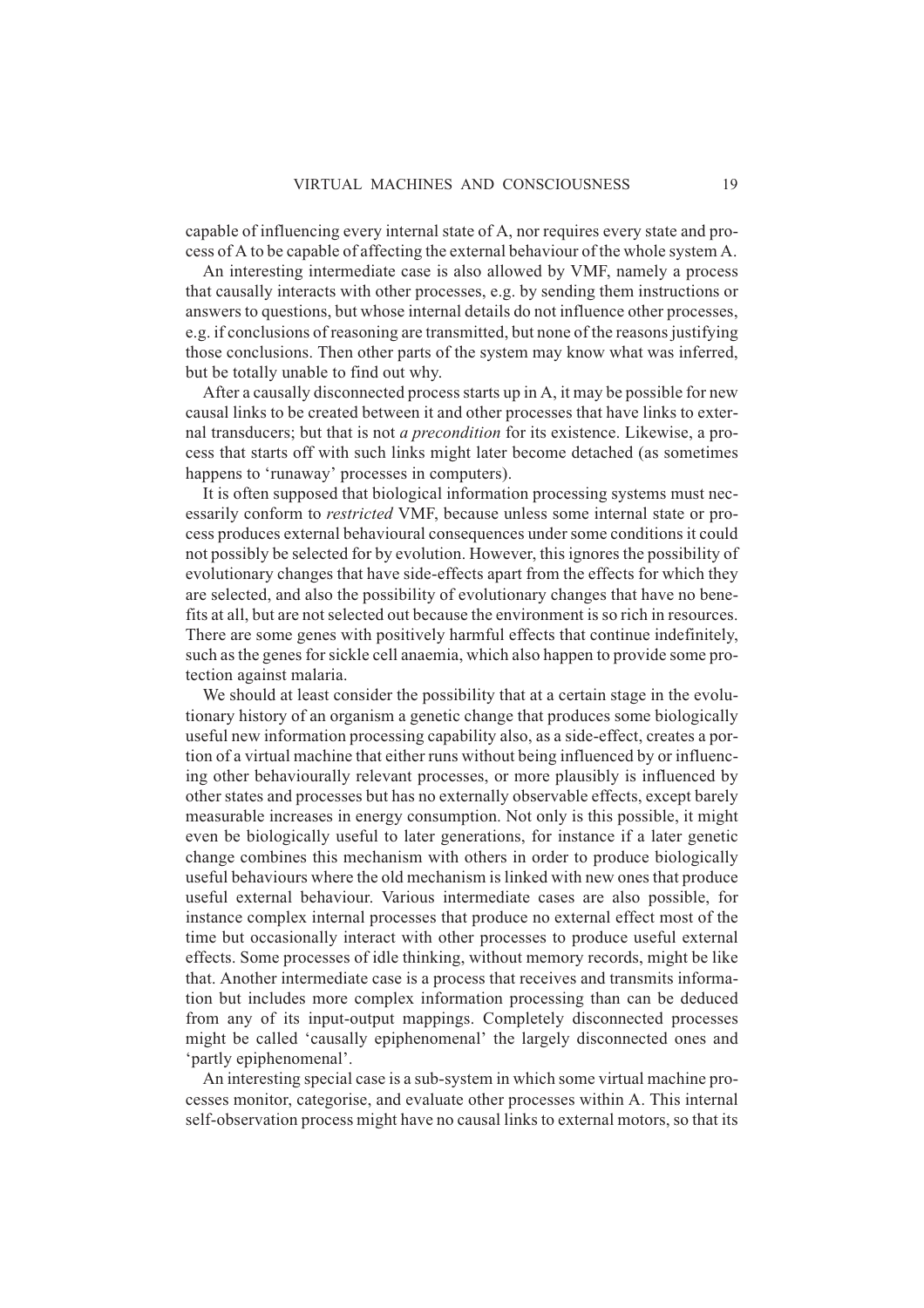capable of influencing every internal state of A, nor requires every state and process of A to be capable of affecting the external behaviour of the whole system A.

An interesting intermediate case is also allowed by VMF, namely a process that causally interacts with other processes, e.g. by sending them instructions or answers to questions, but whose internal details do not influence other processes, e.g. if conclusions of reasoning are transmitted, but none of the reasons justifying those conclusions. Then other parts of the system may know what was inferred, but be totally unable to find out why.

After a causally disconnected process starts up in A, it may be possible for new causal links to be created between it and other processes that have links to external transducers; but that is not *a precondition* for its existence. Likewise, a process that starts off with such links might later become detached (as sometimes happens to 'runaway' processes in computers).

It is often supposed that biological information processing systems must necessarily conform to *restricted* VMF, because unless some internal state or process produces external behavioural consequences under some conditions it could not possibly be selected for by evolution. However, this ignores the possibility of evolutionary changes that have side-effects apart from the effects for which they are selected, and also the possibility of evolutionary changes that have no benefits at all, but are not selected out because the environment is so rich in resources. There are some genes with positively harmful effects that continue indefinitely, such as the genes for sickle cell anaemia, which also happen to provide some protection against malaria.

We should at least consider the possibility that at a certain stage in the evolutionary history of an organism a genetic change that produces some biologically useful new information processing capability also, as a side-effect, creates a portion of a virtual machine that either runs without being influenced by or influencing other behaviourally relevant processes, or more plausibly is influenced by other states and processes but has no externally observable effects, except barely measurable increases in energy consumption. Not only is this possible, it might even be biologically useful to later generations, for instance if a later genetic change combines this mechanism with others in order to produce biologically useful behaviours where the old mechanism is linked with new ones that produce useful external behaviour. Various intermediate cases are also possible, for instance complex internal processes that produce no external effect most of the time but occasionally interact with other processes to produce useful external effects. Some processes of idle thinking, without memory records, might be like that. Another intermediate case is a process that receives and transmits information but includes more complex information processing than can be deduced from any of its input-output mappings. Completely disconnected processes might be called 'causally epiphenomenal' the largely disconnected ones and 'partly epiphenomenal'.

An interesting special case is a sub-system in which some virtual machine processes monitor, categorise, and evaluate other processes within A. This internal self-observation process might have no causal links to external motors, so that its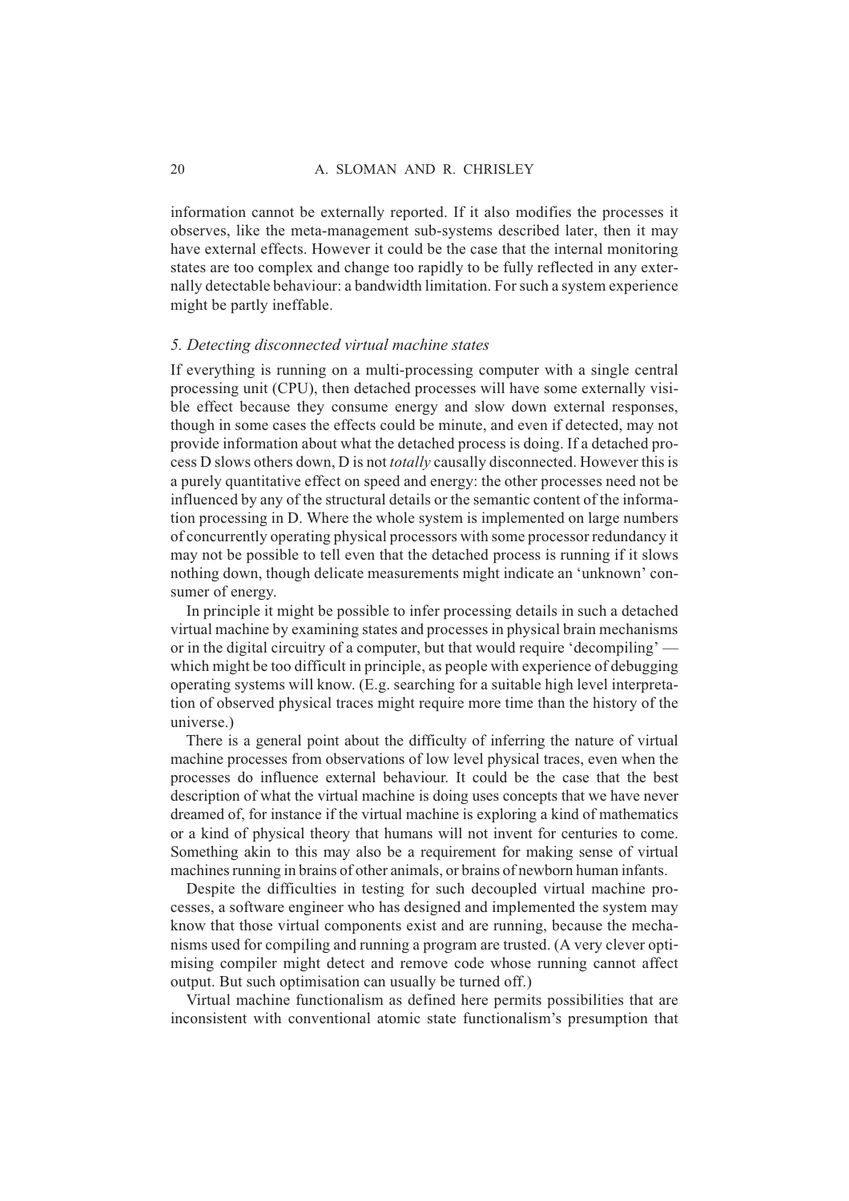information cannot be externally reported. If it also modifies the processes it observes, like the meta-management sub-systems described later, then it may have external effects. However it could be the case that the internal monitoring states are too complex and change too rapidly to be fully reflected in any externally detectable behaviour: a bandwidth limitation. For such a system experience might be partly ineffable.

### *5. Detecting disconnected virtual machine states*

If everything is running on a multi-processing computer with a single central processing unit (CPU), then detached processes will have some externally visible effect because they consume energy and slow down external responses, though in some cases the effects could be minute, and even if detected, may not provide information about what the detached process is doing. If a detached process D slows others down, D is not *totally* causally disconnected. However this is a purely quantitative effect on speed and energy: the other processes need not be influenced by any of the structural details or the semantic content of the information processing in D. Where the whole system is implemented on large numbers of concurrently operating physical processors with some processor redundancy it may not be possible to tell even that the detached process is running if it slows nothing down, though delicate measurements might indicate an 'unknown' consumer of energy.

In principle it might be possible to infer processing details in such a detached virtual machine by examining states and processes in physical brain mechanisms or in the digital circuitry of a computer, but that would require 'decompiling' — which might be too difficult in principle, as people with experience of debugging operating systems will know. (E.g. searching for a suitable high level interpretation of observed physical traces might require more time than the history of the universe.)

There is a general point about the difficulty of inferring the nature of virtual machine processes from observations of low level physical traces, even when the processes do influence external behaviour. It could be the case that the best description of what the virtual machine is doing uses concepts that we have never dreamed of, for instance if the virtual machine is exploring a kind of mathematics or a kind of physical theory that humans will not invent for centuries to come. Something akin to this may also be a requirement for making sense of virtual machines running in brains of other animals, or brains of newborn human infants.

Despite the difficulties in testing for such decoupled virtual machine processes, a software engineer who has designed and implemented the system may know that those virtual components exist and are running, because the mechanisms used for compiling and running a program are trusted. (A very clever optimising compiler might detect and remove code whose running cannot affect output. But such optimisation can usually be turned off.)

Virtual machine functionalism as defined here permits possibilities that are inconsistent with conventional atomic state functionalism's presumption that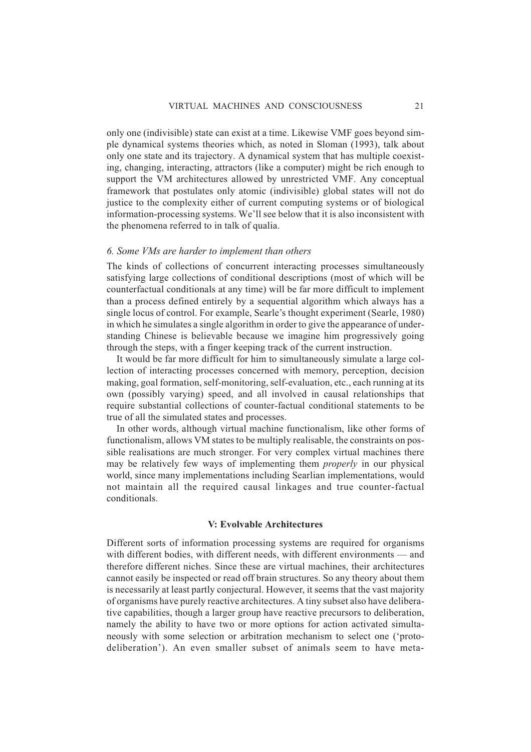only one (indivisible) state can exist at a time. Likewise VMF goes beyond simple dynamical systems theories which, as noted in Sloman (1993), talk about only one state and its trajectory. A dynamical system that has multiple coexisting, changing, interacting, attractors (like a computer) might be rich enough to support the VM architectures allowed by unrestricted VMF. Any conceptual framework that postulates only atomic (indivisible) global states will not do justice to the complexity either of current computing systems or of biological information-processing systems. We'll see below that it is also inconsistent with the phenomena referred to in talk of qualia.

### *6. Some VMs are harder to implement than others*

The kinds of collections of concurrent interacting processes simultaneously satisfying large collections of conditional descriptions (most of which will be counterfactual conditionals at any time) will be far more difficult to implement than a process defined entirely by a sequential algorithm which always has a single locus of control. For example, Searle's thought experiment (Searle, 1980) in which he simulates a single algorithm in order to give the appearance of understanding Chinese is believable because we imagine him progressively going through the steps, with a finger keeping track of the current instruction.

It would be far more difficult for him to simultaneously simulate a large collection of interacting processes concerned with memory, perception, decision making, goal formation, self-monitoring, self-evaluation, etc., each running at its own (possibly varying) speed, and all involved in causal relationships that require substantial collections of counter-factual conditional statements to be true of all the simulated states and processes.

In other words, although virtual machine functionalism, like other forms of functionalism, allows VM states to be multiply realisable, the constraints on possible realisations are much stronger. For very complex virtual machines there may be relatively few ways of implementing them *properly* in our physical world, since many implementations including Searlian implementations, would not maintain all the required causal linkages and true counter-factual conditionals.

## V: Evolvable Architectures

Different sorts of information processing systems are required for organisms with different bodies, with different needs, with different environments — and therefore different niches. Since these are virtual machines, their architectures cannot easily be inspected or read off brain structures. So any theory about them is necessarily at least partly conjectural. However, it seems that the vast majority of organisms have purely reactive architectures. A tiny subset also have deliberative capabilities, though a larger group have reactive precursors to deliberation, namely the ability to have two or more options for action activated simultaneously with some selection or arbitration mechanism to select one ('proto-deliberation'). An even smaller subset of animals seem to have meta-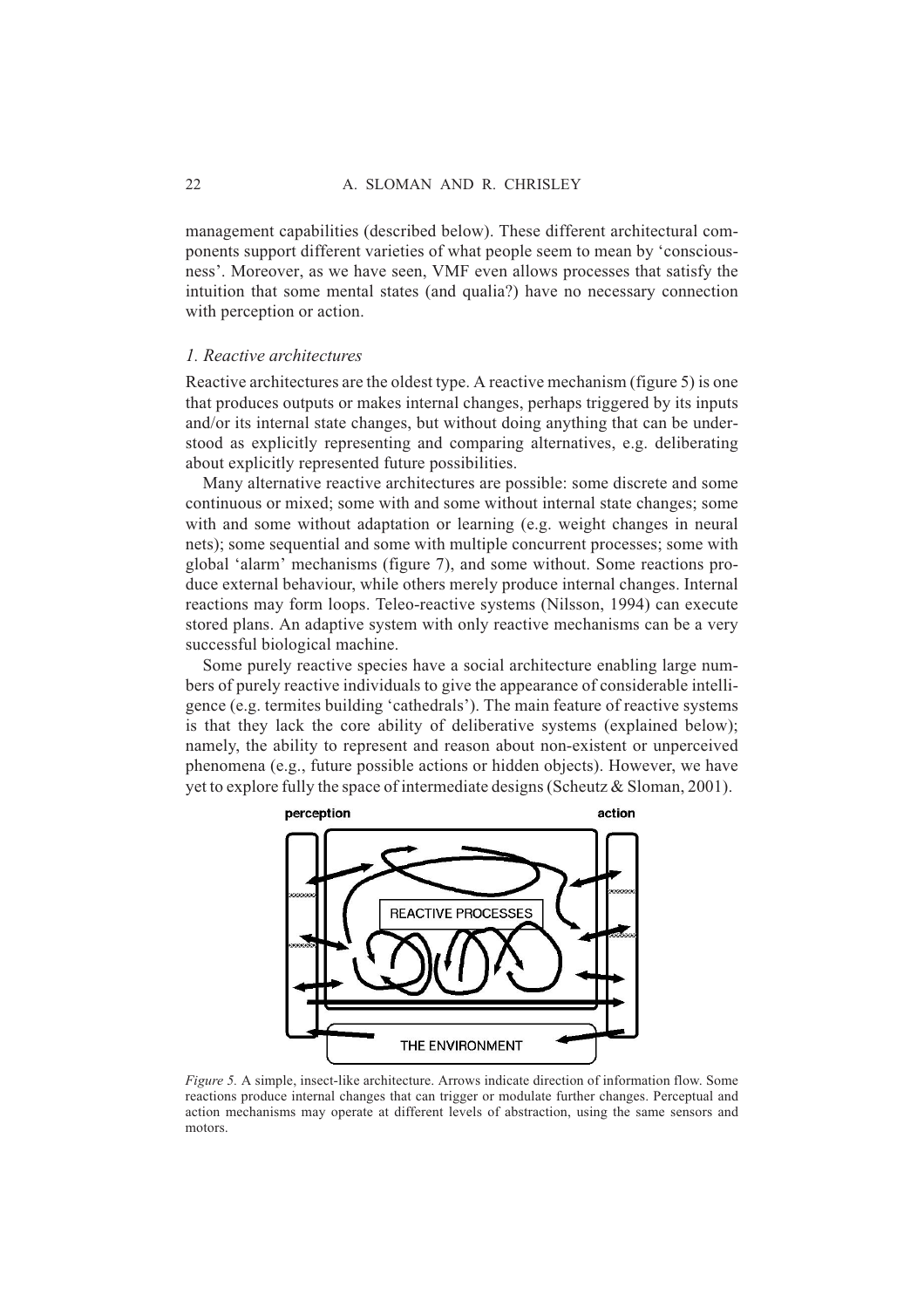management capabilities (described below). These different architectural components support different varieties of what people seem to mean by 'consciousness'. Moreover, as we have seen, VMF even allows processes that satisfy the intuition that some mental states (and qualia?) have no necessary connection with perception or action.

### *1. Reactive architectures*

Reactive architectures are the oldest type. A reactive mechanism (figure 5) is one that produces outputs or makes internal changes, perhaps triggered by its inputs and/or its internal state changes, but without doing anything that can be understood as explicitly representing and comparing alternatives, e.g. deliberating about explicitly represented future possibilities.

Many alternative reactive architectures are possible: some discrete and some continuous or mixed; some with and some without internal state changes; some with and some without adaptation or learning (e.g. weight changes in neural nets); some sequential and some with multiple concurrent processes; some with global 'alarm' mechanisms (figure 7), and some without. Some reactions produce external behaviour, while others merely produce internal changes. Internal reactions may form loops. Teleo-reactive systems (Nilsson, 1994) can execute stored plans. An adaptive system with only reactive mechanisms can be a very successful biological machine.

Some purely reactive species have a social architecture enabling large numbers of purely reactive individuals to give the appearance of considerable intelligence (e.g. termites building 'cathedrals'). The main feature of reactive systems is that they lack the core ability of deliberative systems (explained below); namely, the ability to represent and reason about non-existent or unperceived phenomena (e.g., future possible actions or hidden objects). However, we have yet to explore fully the space of intermediate designs (Scheutz & Sloman, 2001).

*Figure 5.* A simple, insect-like architecture. Arrows indicate direction of information flow. Some reactions produce internal changes that can trigger or modulate further changes. Perceptual and action mechanisms may operate at different levels of abstraction, using the same sensors and motors.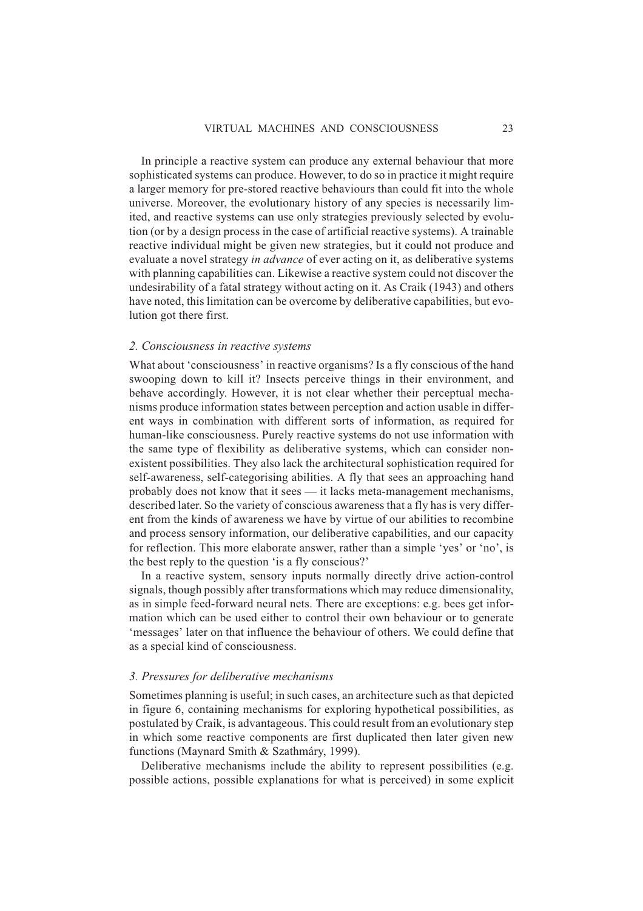In principle a reactive system can produce any external behaviour that more sophisticated systems can produce. However, to do so in practice it might require a larger memory for pre-stored reactive behaviours than could fit into the whole universe. Moreover, the evolutionary history of any species is necessarily limited, and reactive systems can use only strategies previously selected by evolution (or by a design process in the case of artificial reactive systems). A trainable reactive individual might be given new strategies, but it could not produce and evaluate a novel strategy *in advance* of ever acting on it, as deliberative systems with planning capabilities can. Likewise a reactive system could not discover the undesirability of a fatal strategy without acting on it. As Craik (1943) and others have noted, this limitation can be overcome by deliberative capabilities, but evolution got there first.

### *2. Consciousness in reactive systems*

What about 'consciousness' in reactive organisms? Is a fly conscious of the hand swooping down to kill it? Insects perceive things in their environment, and behave accordingly. However, it is not clear whether their perceptual mechanisms produce information states between perception and action usable in different ways in combination with different sorts of information, as required for human-like consciousness. Purely reactive systems do not use information with the same type of flexibility as deliberative systems, which can consider non-existent possibilities. They also lack the architectural sophistication required for self-awareness, self-categorising abilities. A fly that sees an approaching hand probably does not know that it sees — it lacks meta-management mechanisms, described later. So the variety of conscious awareness that a fly has is very different from the kinds of awareness we have by virtue of our abilities to recombine and process sensory information, our deliberative capabilities, and our capacity for reflection. This more elaborate answer, rather than a simple 'yes' or 'no', is the best reply to the question 'is a fly conscious?'

In a reactive system, sensory inputs normally directly drive action-control signals, though possibly after transformations which may reduce dimensionality, as in simple feed-forward neural nets. There are exceptions: e.g. bees get information which can be used either to control their own behaviour or to generate 'messages' later on that influence the behaviour of others. We could define that as a special kind of consciousness.

### *3. Pressures for deliberative mechanisms*

Sometimes planning is useful; in such cases, an architecture such as that depicted in figure 6, containing mechanisms for exploring hypothetical possibilities, as postulated by Craik, is advantageous. This could result from an evolutionary step in which some reactive components are first duplicated then later given new functions (Maynard Smith & Szathmáry, 1999).

Deliberative mechanisms include the ability to represent possibilities (e.g. possible actions, possible explanations for what is perceived) in some explicit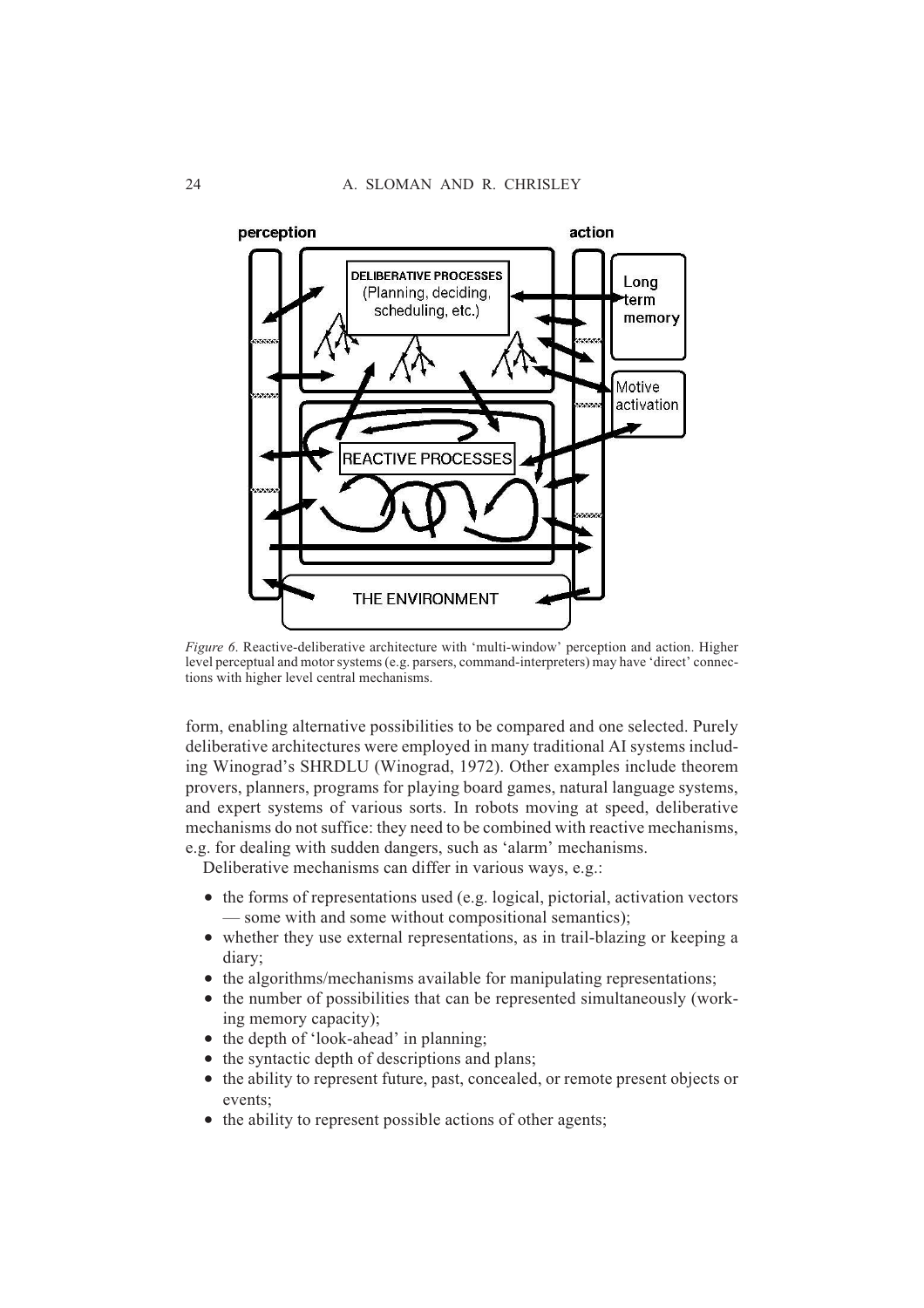*Figure 6*. Reactive-deliberative architecture with 'multi-window' perception and action. Higher level perceptual and motor systems (e.g. parsers, command-interpreters) may have 'direct' connections with higher level central mechanisms.

form, enabling alternative possibilities to be compared and one selected. Purely deliberative architectures were employed in many traditional AI systems including Winograd's SHRDLU (Winograd, 1972). Other examples include theorem provers, planners, programs for playing board games, natural language systems, and expert systems of various sorts. In robots moving at speed, deliberative mechanisms do not suffice: they need to be combined with reactive mechanisms, e.g. for dealing with sudden dangers, such as 'alarm' mechanisms.

Deliberative mechanisms can differ in various ways, e.g.:

- the forms of representations used (e.g. logical, pictorial, activation vectors — some with and some without compositional semantics);
- whether they use external representations, as in trail-blazing or keeping a diary;
- the algorithms/mechanisms available for manipulating representations;
- the number of possibilities that can be represented simultaneously (working memory capacity);
- the depth of 'look-ahead' in planning;
- the syntactic depth of descriptions and plans;
- the ability to represent future, past, concealed, or remote present objects or events;
- the ability to represent possible actions of other agents;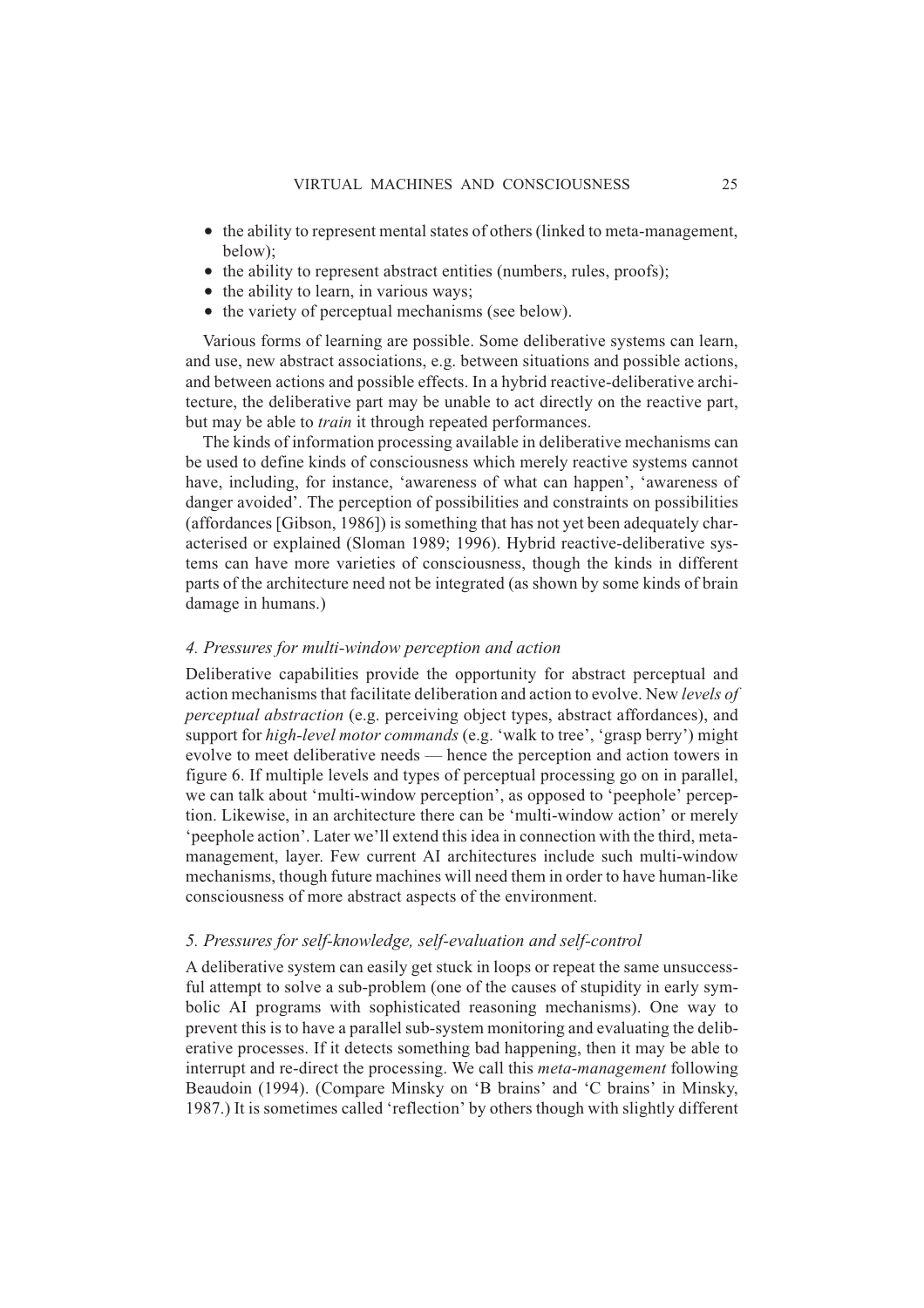- the ability to represent mental states of others (linked to meta-management, below);
- the ability to represent abstract entities (numbers, rules, proofs);
- the ability to learn, in various ways;
- the variety of perceptual mechanisms (see below).

Various forms of learning are possible. Some deliberative systems can learn, and use, new abstract associations, e.g. between situations and possible actions, and between actions and possible effects. In a hybrid reactive-deliberative architecture, the deliberative part may be unable to act directly on the reactive part, but may be able to *train* it through repeated performances.

The kinds of information processing available in deliberative mechanisms can be used to define kinds of consciousness which merely reactive systems cannot have, including, for instance, 'awareness of what can happen', 'awareness of danger avoided'. The perception of possibilities and constraints on possibilities (affordances [Gibson, 1986]) is something that has not yet been adequately characterised or explained (Sloman 1989; 1996). Hybrid reactive-deliberative systems can have more varieties of consciousness, though the kinds in different parts of the architecture need not be integrated (as shown by some kinds of brain damage in humans.)

### *4. Pressures for multi-window perception and action*

Deliberative capabilities provide the opportunity for abstract perceptual and action mechanisms that facilitate deliberation and action to evolve. New *levels of perceptual abstraction* (e.g. perceiving object types, abstract affordances), and support for *high-level motor commands* (e.g. 'walk to tree', 'grasp berry') might evolve to meet deliberative needs — hence the perception and action towers in figure 6. If multiple levels and types of perceptual processing go on in parallel, we can talk about 'multi-window perception', as opposed to 'peephole' perception. Likewise, in an architecture there can be 'multi-window action' or merely 'peephole action'. Later we'll extend this idea in connection with the third, meta-management, layer. Few current AI architectures include such multi-window mechanisms, though future machines will need them in order to have human-like consciousness of more abstract aspects of the environment.

### *5. Pressures for self-knowledge, self-evaluation and self-control*

A deliberative system can easily get stuck in loops or repeat the same unsuccessful attempt to solve a sub-problem (one of the causes of stupidity in early symbolic AI programs with sophisticated reasoning mechanisms). One way to prevent this is to have a parallel sub-system monitoring and evaluating the deliberative processes. If it detects something bad happening, then it may be able to interrupt and re-direct the processing. We call this *meta-management* following Beaudoin (1994). (Compare Minsky on 'B brains' and 'C brains' in Minsky, 1987.) It is sometimes called 'reflection' by others though with slightly different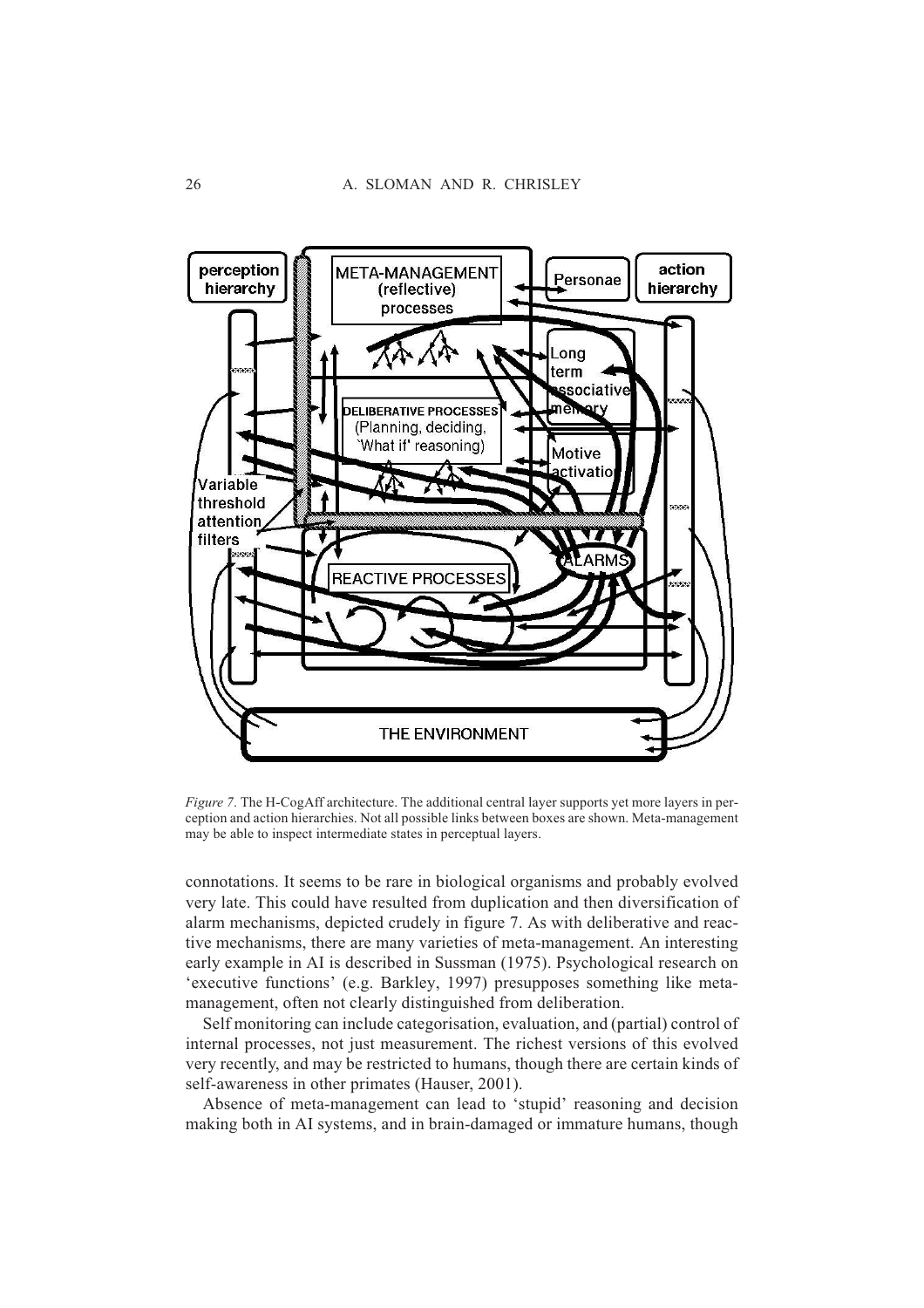*Figure 7.* The H-CogAff architecture. The additional central layer supports yet more layers in perception and action hierarchies. Not all possible links between boxes are shown. Meta-management may be able to inspect intermediate states in perceptual layers.

connotations. It seems to be rare in biological organisms and probably evolved very late. This could have resulted from duplication and then diversification of alarm mechanisms, depicted crudely in figure 7. As with deliberative and reactive mechanisms, there are many varieties of meta-management. An interesting early example in AI is described in Sussman (1975). Psychological research on 'executive functions' (e.g. Barkley, 1997) presupposes something like meta-management, often not clearly distinguished from deliberation.

Self monitoring can include categorisation, evaluation, and (partial) control of internal processes, not just measurement. The richest versions of this evolved very recently, and may be restricted to humans, though there are certain kinds of self-awareness in other primates (Hauser, 2001).

Absence of meta-management can lead to 'stupid' reasoning and decision making both in AI systems, and in brain-damaged or immature humans, though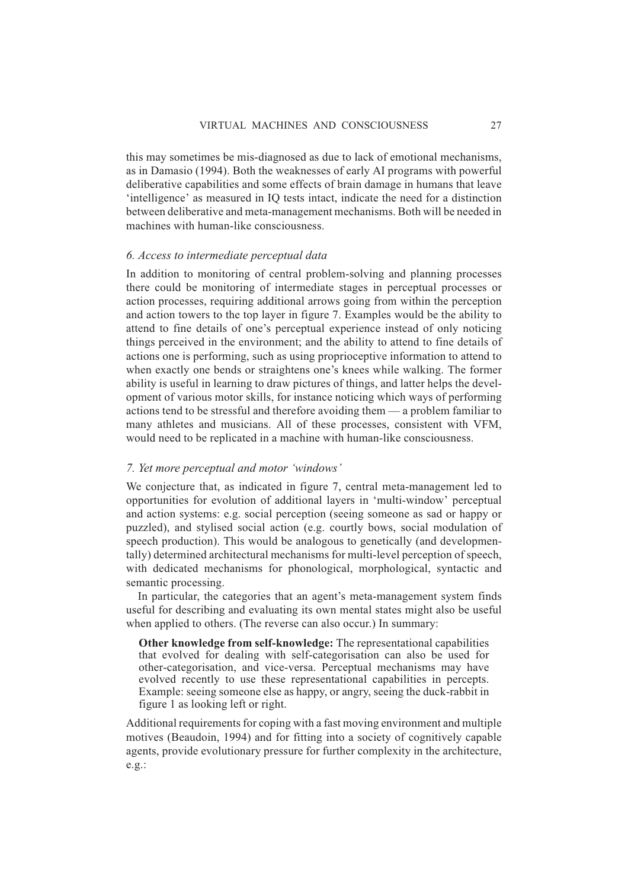this may sometimes be mis-diagnosed as due to lack of emotional mechanisms, as in Damasio (1994). Both the weaknesses of early AI programs with powerful deliberative capabilities and some effects of brain damage in humans that leave 'intelligence' as measured in IQ tests intact, indicate the need for a distinction between deliberative and meta-management mechanisms. Both will be needed in machines with human-like consciousness.

### *6. Access to intermediate perceptual data*

In addition to monitoring of central problem-solving and planning processes there could be monitoring of intermediate stages in perceptual processes or action processes, requiring additional arrows going from within the perception and action towers to the top layer in figure 7. Examples would be the ability to attend to fine details of one's perceptual experience instead of only noticing things perceived in the environment; and the ability to attend to fine details of actions one is performing, such as using proprioceptive information to attend to when exactly one bends or straightens one's knees while walking. The former ability is useful in learning to draw pictures of things, and latter helps the development of various motor skills, for instance noticing which ways of performing actions tend to be stressful and therefore avoiding them — a problem familiar to many athletes and musicians. All of these processes, consistent with VFM, would need to be replicated in a machine with human-like consciousness.

### *7. Yet more perceptual and motor 'windows'*

We conjecture that, as indicated in figure 7, central meta-management led to opportunities for evolution of additional layers in 'multi-window' perceptual and action systems: e.g. social perception (seeing someone as sad or happy or puzzled), and stylised social action (e.g. courtly bows, social modulation of speech production). This would be analogous to genetically (and developmentally) determined architectural mechanisms for multi-level perception of speech, with dedicated mechanisms for phonological, morphological, syntactic and semantic processing.

In particular, the categories that an agent's meta-management system finds useful for describing and evaluating its own mental states might also be useful when applied to others. (The reverse can also occur.) In summary:

> **Other knowledge from self-knowledge:** The representational capabilities that evolved for dealing with self-categorisation can also be used for other-categorisation, and vice-versa. Perceptual mechanisms may have evolved recently to use these representational capabilities in percepts. Example: seeing someone else as happy, or angry, seeing the duck-rabbit in figure 1 as looking left or right.

Additional requirements for coping with a fast moving environment and multiple motives (Beaudoin, 1994) and for fitting into a society of cognitively capable agents, provide evolutionary pressure for further complexity in the architecture, e.g.: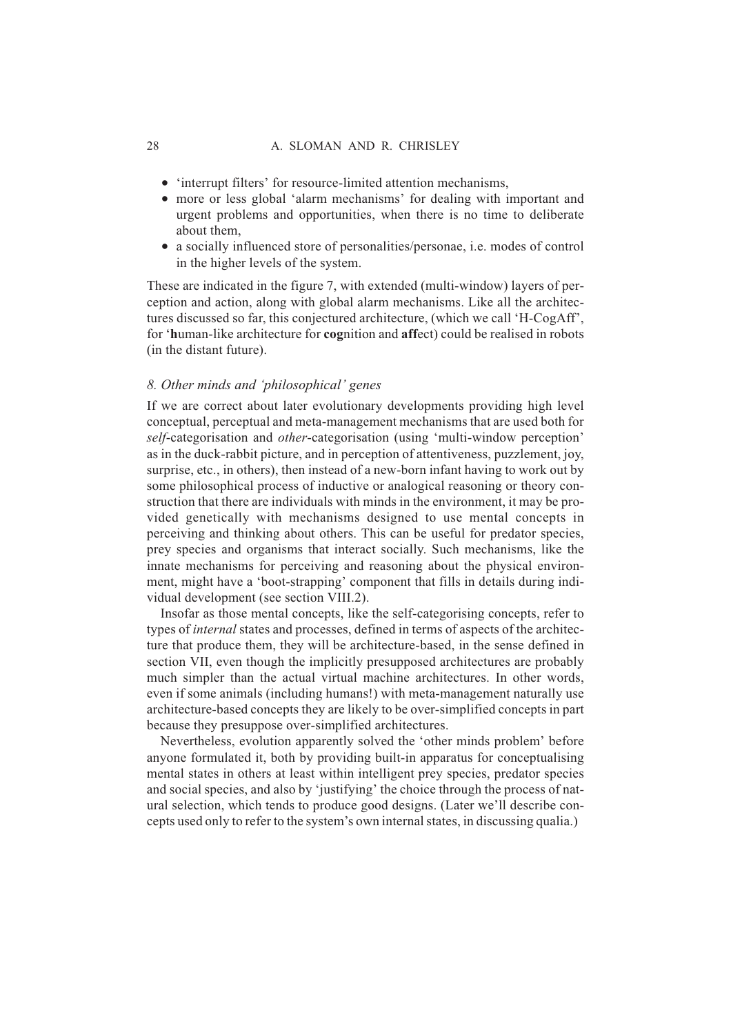- 'interrupt filters' for resource-limited attention mechanisms,
- more or less global 'alarm mechanisms' for dealing with important and urgent problems and opportunities, when there is no time to deliberate about them,
- a socially influenced store of personalities/personae, i.e. modes of control in the higher levels of the system.

These are indicated in the figure 7, with extended (multi-window) layers of perception and action, along with global alarm mechanisms. Like all the architectures discussed so far, this conjectured architecture, (which we call 'H-CogAff', for '**h**uman-like architecture for **cog**nition and **aff**ect) could be realised in robots (in the distant future).

### *8. Other minds and 'philosophical' genes*

If we are correct about later evolutionary developments providing high level conceptual, perceptual and meta-management mechanisms that are used both for *self*-categorisation and *other*-categorisation (using 'multi-window perception' as in the duck-rabbit picture, and in perception of attentiveness, puzzlement, joy, surprise, etc., in others), then instead of a new-born infant having to work out by some philosophical process of inductive or analogical reasoning or theory construction that there are individuals with minds in the environment, it may be provided genetically with mechanisms designed to use mental concepts in perceiving and thinking about others. This can be useful for predator species, prey species and organisms that interact socially. Such mechanisms, like the innate mechanisms for perceiving and reasoning about the physical environment, might have a 'boot-strapping' component that fills in details during individual development (see section VIII.2).

Insofar as those mental concepts, like the self-categorising concepts, refer to types of *internal* states and processes, defined in terms of aspects of the architecture that produce them, they will be architecture-based, in the sense defined in section VII, even though the implicitly presupposed architectures are probably much simpler than the actual virtual machine architectures. In other words, even if some animals (including humans!) with meta-management naturally use architecture-based concepts they are likely to be over-simplified concepts in part because they presuppose over-simplified architectures.

Nevertheless, evolution apparently solved the 'other minds problem' before anyone formulated it, both by providing built-in apparatus for conceptualising mental states in others at least within intelligent prey species, predator species and social species, and also by 'justifying' the choice through the process of natural selection, which tends to produce good designs. (Later we'll describe concepts used only to refer to the system's own internal states, in discussing qualia.)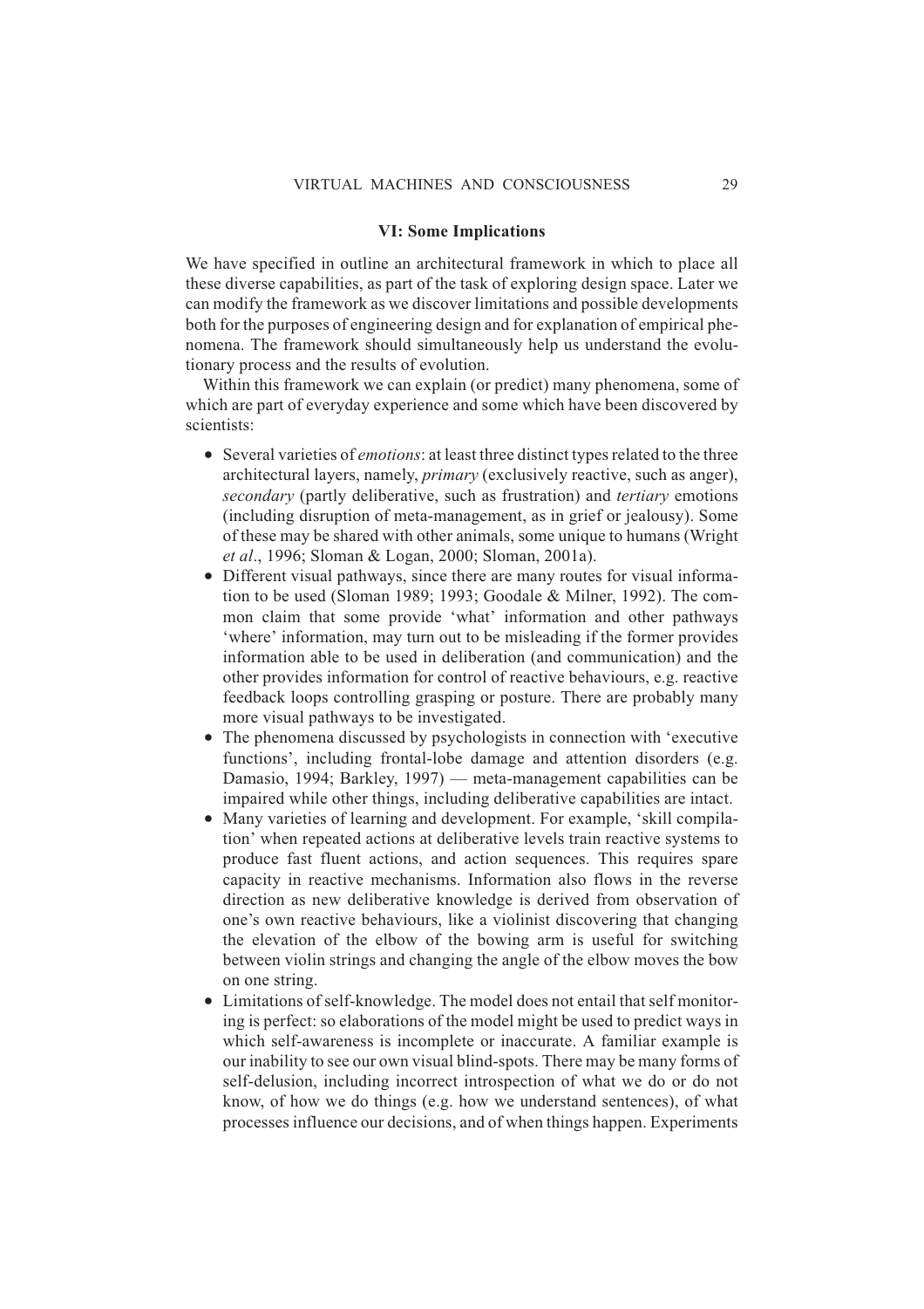## VI: Some Implications

We have specified in outline an architectural framework in which to place all these diverse capabilities, as part of the task of exploring design space. Later we can modify the framework as we discover limitations and possible developments both for the purposes of engineering design and for explanation of empirical phenomena. The framework should simultaneously help us understand the evolutionary process and the results of evolution.

Within this framework we can explain (or predict) many phenomena, some of which are part of everyday experience and some which have been discovered by scientists:

- Several varieties of *emotions*: at least three distinct types related to the three architectural layers, namely, *primary* (exclusively reactive, such as anger), *secondary* (partly deliberative, such as frustration) and *tertiary* emotions (including disruption of meta-management, as in grief or jealousy). Some of these may be shared with other animals, some unique to humans (Wright *et al*., 1996; Sloman & Logan, 2000; Sloman, 2001a).
- Different visual pathways, since there are many routes for visual information to be used (Sloman 1989; 1993; Goodale & Milner, 1992). The common claim that some provide 'what' information and other pathways 'where' information, may turn out to be misleading if the former provides information able to be used in deliberation (and communication) and the other provides information for control of reactive behaviours, e.g. reactive feedback loops controlling grasping or posture. There are probably many more visual pathways to be investigated.
- The phenomena discussed by psychologists in connection with 'executive functions', including frontal-lobe damage and attention disorders (e.g. Damasio, 1994; Barkley, 1997) — meta-management capabilities can be impaired while other things, including deliberative capabilities are intact.
- Many varieties of learning and development. For example, 'skill compilation' when repeated actions at deliberative levels train reactive systems to produce fast fluent actions, and action sequences. This requires spare capacity in reactive mechanisms. Information also flows in the reverse direction as new deliberative knowledge is derived from observation of one's own reactive behaviours, like a violinist discovering that changing the elevation of the elbow of the bowing arm is useful for switching between violin strings and changing the angle of the elbow moves the bow on one string.
- Limitations of self-knowledge. The model does not entail that self monitoring is perfect: so elaborations of the model might be used to predict ways in which self-awareness is incomplete or inaccurate. A familiar example is our inability to see our own visual blind-spots. There may be many forms of self-delusion, including incorrect introspection of what we do or do not know, of how we do things (e.g. how we understand sentences), of what processes influence our decisions, and of when things happen. Experiments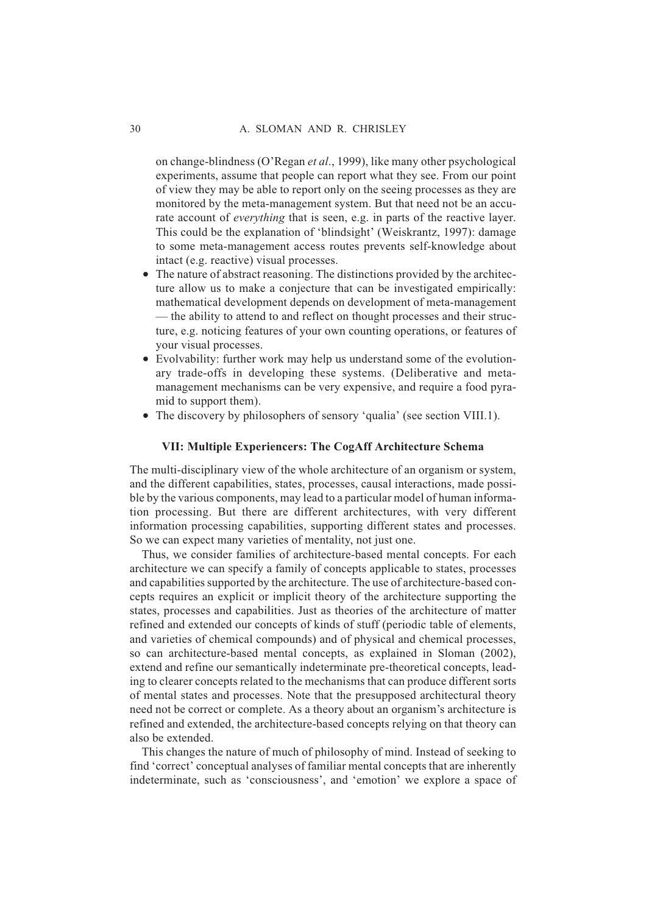on change-blindness (O'Regan *et al*., 1999), like many other psychological experiments, assume that people can report what they see. From our point of view they may be able to report only on the seeing processes as they are monitored by the meta-management system. But that need not be an accurate account of *everything* that is seen, e.g. in parts of the reactive layer. This could be the explanation of 'blindsight' (Weiskrantz, 1997): damage to some meta-management access routes prevents self-knowledge about intact (e.g. reactive) visual processes.

- The nature of abstract reasoning. The distinctions provided by the architecture allow us to make a conjecture that can be investigated empirically: mathematical development depends on development of meta-management — the ability to attend to and reflect on thought processes and their structure, e.g. noticing features of your own counting operations, or features of your visual processes.
- Evolvability: further work may help us understand some of the evolutionary trade-offs in developing these systems. (Deliberative and meta-management mechanisms can be very expensive, and require a food pyramid to support them).
- The discovery by philosophers of sensory 'qualia' (see section VIII.1).

## VII: Multiple Experiencers: The CogAff Architecture Schema

The multi-disciplinary view of the whole architecture of an organism or system, and the different capabilities, states, processes, causal interactions, made possible by the various components, may lead to a particular model of human information processing. But there are different architectures, with very different information processing capabilities, supporting different states and processes. So we can expect many varieties of mentality, not just one.

Thus, we consider families of architecture-based mental concepts. For each architecture we can specify a family of concepts applicable to states, processes and capabilities supported by the architecture. The use of architecture-based concepts requires an explicit or implicit theory of the architecture supporting the states, processes and capabilities. Just as theories of the architecture of matter refined and extended our concepts of kinds of stuff (periodic table of elements, and varieties of chemical compounds) and of physical and chemical processes, so can architecture-based mental concepts, as explained in Sloman (2002), extend and refine our semantically indeterminate pre-theoretical concepts, leading to clearer concepts related to the mechanisms that can produce different sorts of mental states and processes. Note that the presupposed architectural theory need not be correct or complete. As a theory about an organism's architecture is refined and extended, the architecture-based concepts relying on that theory can also be extended.

This changes the nature of much of philosophy of mind. Instead of seeking to find 'correct' conceptual analyses of familiar mental concepts that are inherently indeterminate, such as 'consciousness', and 'emotion' we explore a space of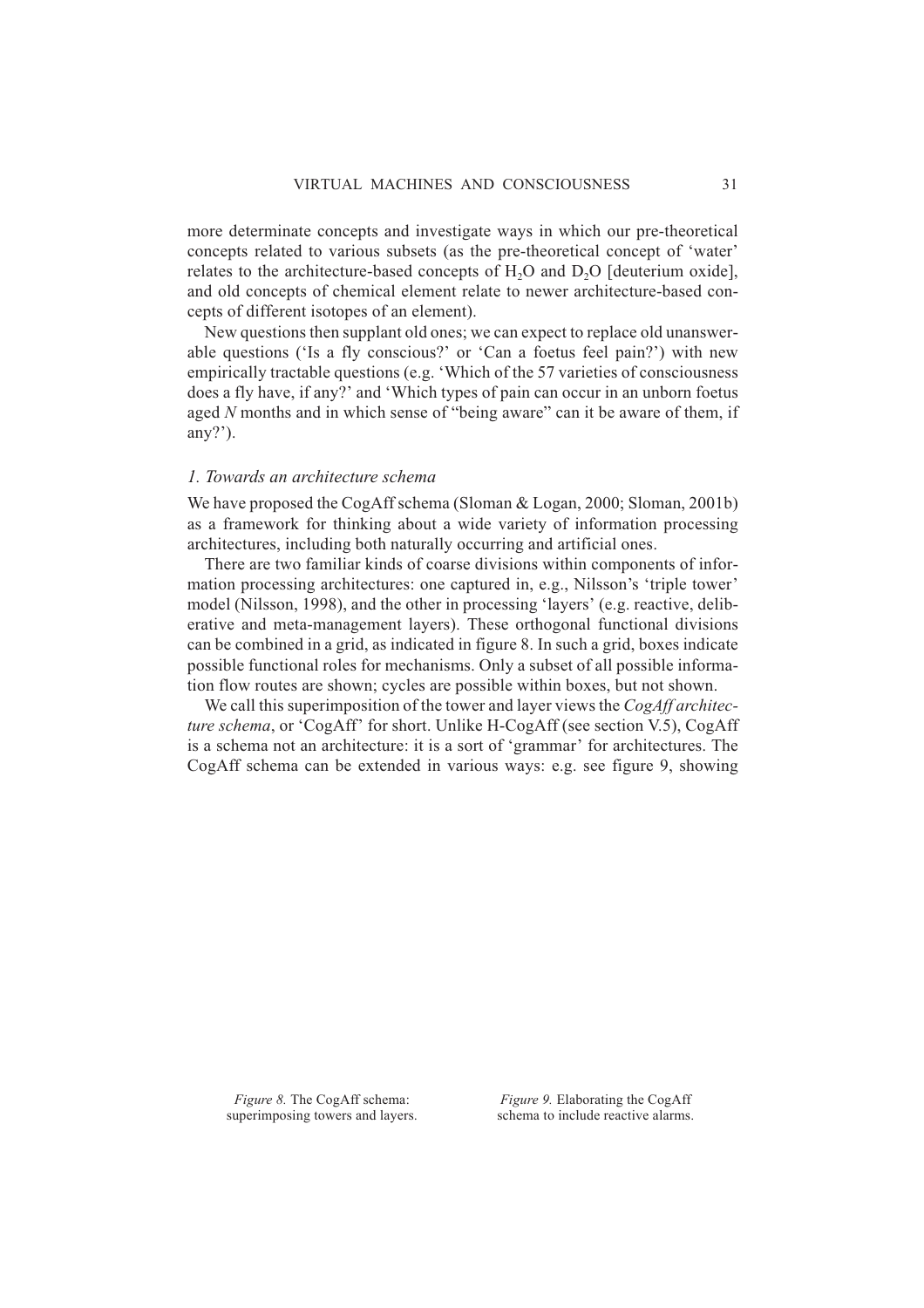more determinate concepts and investigate ways in which our pre-theoretical concepts related to various subsets (as the pre-theoretical concept of 'water' relates to the architecture-based concepts of $H_2O$ and $D_2O$ [deuterium oxide], and old concepts of chemical element relate to newer architecture-based concepts of different isotopes of an element).

New questions then supplant old ones; we can expect to replace old unanswerable questions ('Is a fly conscious?' or 'Can a foetus feel pain?') with new empirically tractable questions (e.g. 'Which of the 57 varieties of consciousness does a fly have, if any?' and 'Which types of pain can occur in an unborn foetus aged *N* months and in which sense of "being aware" can it be aware of them, if any?').

### *1. Towards an architecture schema*

We have proposed the CogAff schema (Sloman & Logan, 2000; Sloman, 2001b) as a framework for thinking about a wide variety of information processing architectures, including both naturally occurring and artificial ones.

There are two familiar kinds of coarse divisions within components of information processing architectures: one captured in, e.g., Nilsson's 'triple tower' model (Nilsson, 1998), and the other in processing 'layers' (e.g. reactive, deliberative and meta-management layers). These orthogonal functional divisions can be combined in a grid, as indicated in figure 8. In such a grid, boxes indicate possible functional roles for mechanisms. Only a subset of all possible information flow routes are shown; cycles are possible within boxes, but not shown.

We call this superimposition of the tower and layer views the *CogAff architecture schema*, or 'CogAff' for short. Unlike H-CogAff (see section V.5), CogAff is a schema not an architecture: it is a sort of 'grammar' for architectures. The CogAff schema can be extended in various ways: e.g. see figure 9, showing

*Figure 8.* The CogAff schema: superimposing towers and layers.

*Figure 9.* Elaborating the CogAff schema to include reactive alarms.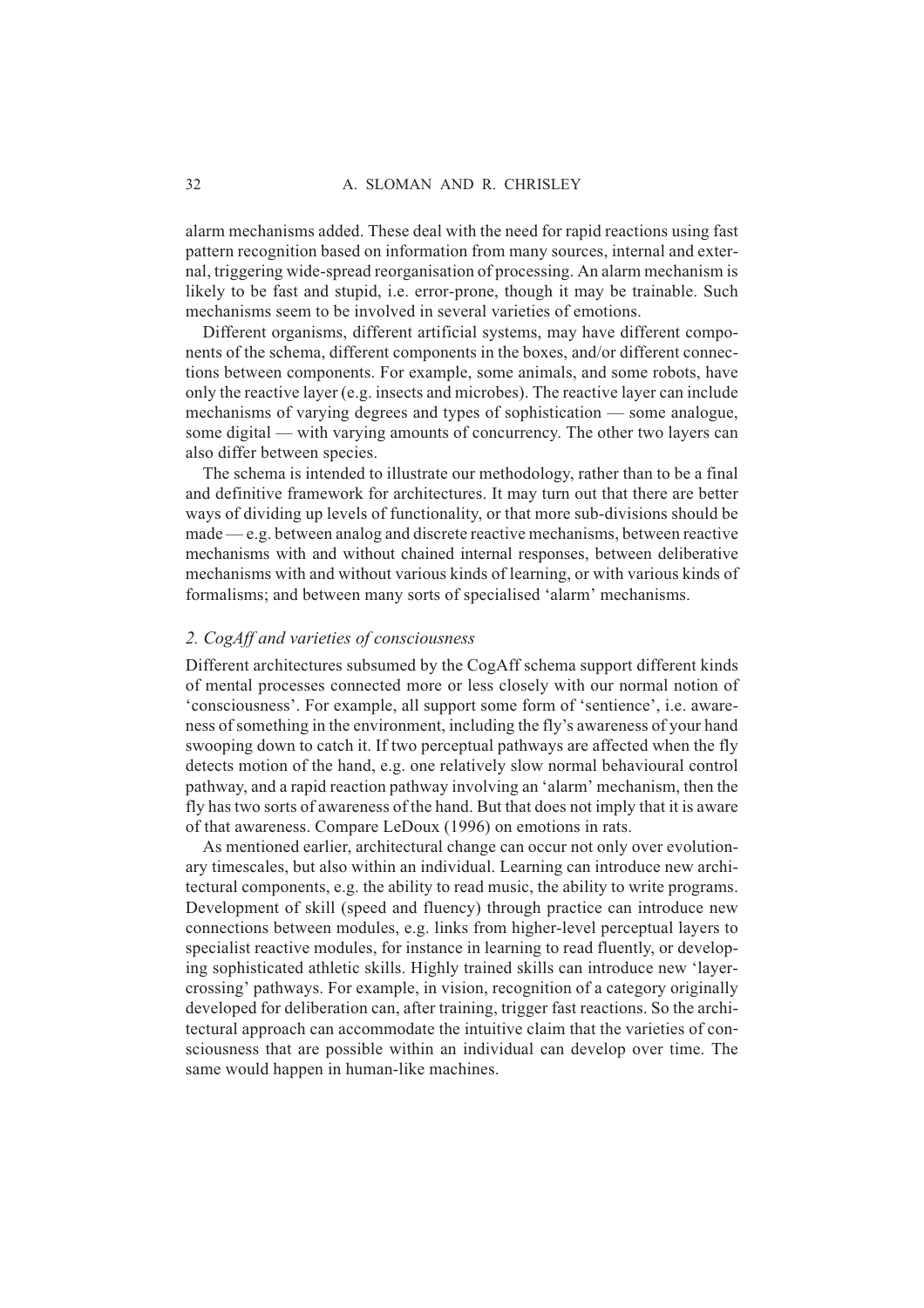alarm mechanisms added. These deal with the need for rapid reactions using fast pattern recognition based on information from many sources, internal and external, triggering wide-spread reorganisation of processing. An alarm mechanism is likely to be fast and stupid, i.e. error-prone, though it may be trainable. Such mechanisms seem to be involved in several varieties of emotions.

Different organisms, different artificial systems, may have different components of the schema, different components in the boxes, and/or different connections between components. For example, some animals, and some robots, have only the reactive layer (e.g. insects and microbes). The reactive layer can include mechanisms of varying degrees and types of sophistication — some analogue, some digital — with varying amounts of concurrency. The other two layers can also differ between species.

The schema is intended to illustrate our methodology, rather than to be a final and definitive framework for architectures. It may turn out that there are better ways of dividing up levels of functionality, or that more sub-divisions should be made — e.g. between analog and discrete reactive mechanisms, between reactive mechanisms with and without chained internal responses, between deliberative mechanisms with and without various kinds of learning, or with various kinds of formalisms; and between many sorts of specialised 'alarm' mechanisms.

### *2. CogAff and varieties of consciousness*

Different architectures subsumed by the CogAff schema support different kinds of mental processes connected more or less closely with our normal notion of 'consciousness'. For example, all support some form of 'sentience', i.e. awareness of something in the environment, including the fly's awareness of your hand swooping down to catch it. If two perceptual pathways are affected when the fly detects motion of the hand, e.g. one relatively slow normal behavioural control pathway, and a rapid reaction pathway involving an 'alarm' mechanism, then the fly has two sorts of awareness of the hand. But that does not imply that it is aware of that awareness. Compare LeDoux (1996) on emotions in rats.

As mentioned earlier, architectural change can occur not only over evolutionary timescales, but also within an individual. Learning can introduce new architectural components, e.g. the ability to read music, the ability to write programs. Development of skill (speed and fluency) through practice can introduce new connections between modules, e.g. links from higher-level perceptual layers to specialist reactive modules, for instance in learning to read fluently, or developing sophisticated athletic skills. Highly trained skills can introduce new 'layer-crossing' pathways. For example, in vision, recognition of a category originally developed for deliberation can, after training, trigger fast reactions. So the architectural approach can accommodate the intuitive claim that the varieties of consciousness that are possible within an individual can develop over time. The same would happen in human-like machines.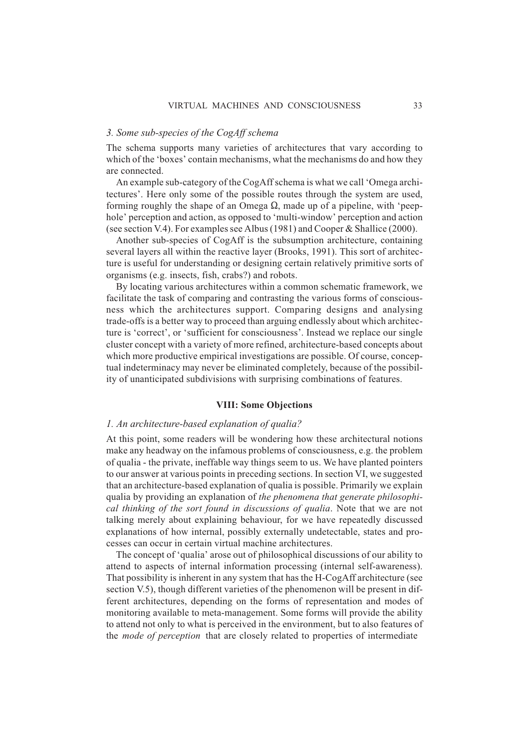### *3. Some sub-species of the CogAff schema*

The schema supports many varieties of architectures that vary according to which of the 'boxes' contain mechanisms, what the mechanisms do and how they are connected.

An example sub-category of the CogAff schema is what we call 'Omega architectures'. Here only some of the possible routes through the system are used, forming roughly the shape of an Omega Ω, made up of a pipeline, with 'peephole' perception and action, as opposed to 'multi-window' perception and action (see section V.4). For examples see Albus (1981) and Cooper & Shallice (2000).

Another sub-species of CogAff is the subsumption architecture, containing several layers all within the reactive layer (Brooks, 1991). This sort of architecture is useful for understanding or designing certain relatively primitive sorts of organisms (e.g. insects, fish, crabs?) and robots.

By locating various architectures within a common schematic framework, we facilitate the task of comparing and contrasting the various forms of consciousness which the architectures support. Comparing designs and analysing trade-offs is a better way to proceed than arguing endlessly about which architecture is 'correct', or 'sufficient for consciousness'. Instead we replace our single cluster concept with a variety of more refined, architecture-based concepts about which more productive empirical investigations are possible. Of course, conceptual indeterminacy may never be eliminated completely, because of the possibility of unanticipated subdivisions with surprising combinations of features.

## VIII: Some Objections

### *1. An architecture-based explanation of qualia?*

At this point, some readers will be wondering how these architectural notions make any headway on the infamous problems of consciousness, e.g. the problem of qualia - the private, ineffable way things seem to us. We have planted pointers to our answer at various points in preceding sections. In section VI, we suggested that an architecture-based explanation of qualia is possible. Primarily we explain qualia by providing an explanation of *the phenomena that generate philosophical thinking of the sort found in discussions of qualia*. Note that we are not talking merely about explaining behaviour, for we have repeatedly discussed explanations of how internal, possibly externally undetectable, states and processes can occur in certain virtual machine architectures.

The concept of 'qualia' arose out of philosophical discussions of our ability to attend to aspects of internal information processing (internal self-awareness). That possibility is inherent in any system that has the H-CogAff architecture (see section V.5), though different varieties of the phenomenon will be present in different architectures, depending on the forms of representation and modes of monitoring available to meta-management. Some forms will provide the ability to attend not only to what is perceived in the environment, but to also features of the *mode of perception* that are closely related to properties of intermediate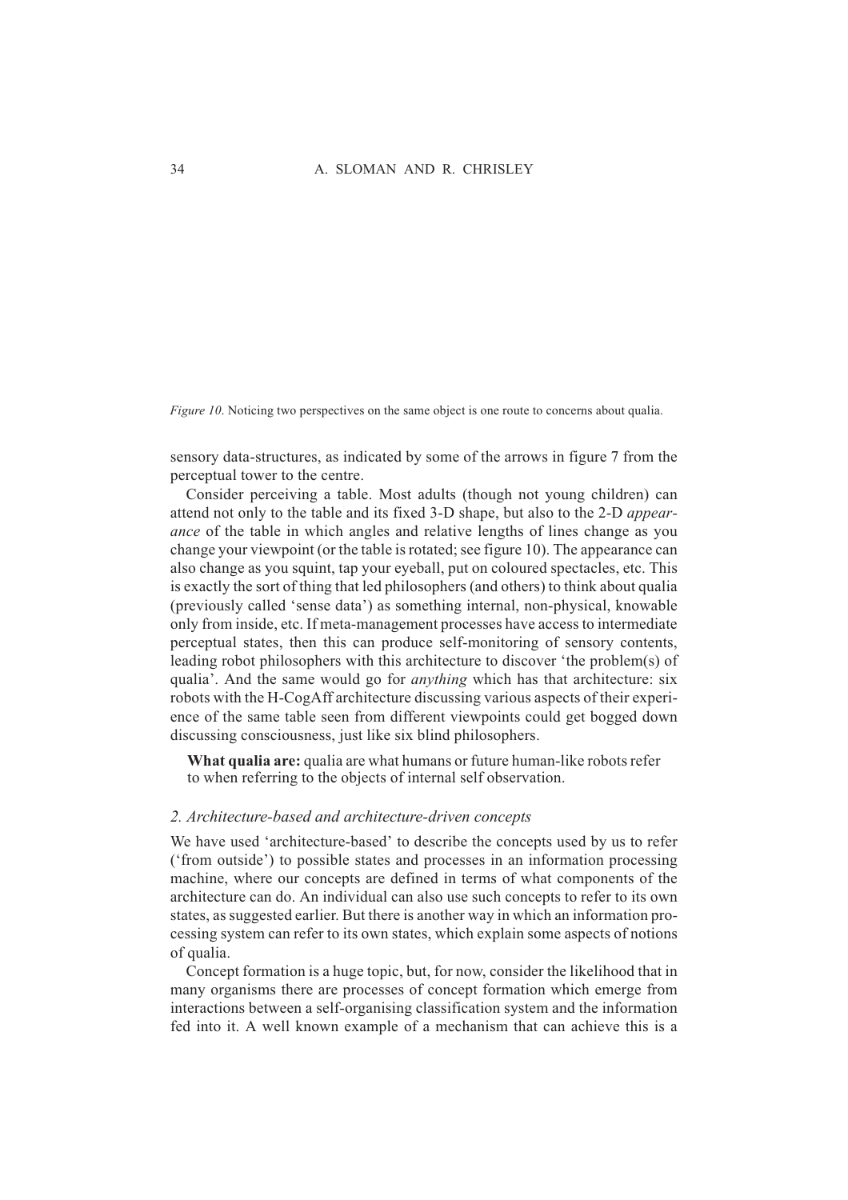*Figure 10*. Noticing two perspectives on the same object is one route to concerns about qualia.

sensory data-structures, as indicated by some of the arrows in figure 7 from the perceptual tower to the centre.

Consider perceiving a table. Most adults (though not young children) can attend not only to the table and its fixed 3-D shape, but also to the 2-D *appearance* of the table in which angles and relative lengths of lines change as you change your viewpoint (or the table is rotated; see figure 10). The appearance can also change as you squint, tap your eyeball, put on coloured spectacles, etc. This is exactly the sort of thing that led philosophers (and others) to think about qualia (previously called 'sense data') as something internal, non-physical, knowable only from inside, etc. If meta-management processes have access to intermediate perceptual states, then this can produce self-monitoring of sensory contents, leading robot philosophers with this architecture to discover 'the problem(s) of qualia'. And the same would go for *anything* which has that architecture: six robots with the H-CogAff architecture discussing various aspects of their experience of the same table seen from different viewpoints could get bogged down discussing consciousness, just like six blind philosophers.

> **What qualia are:** qualia are what humans or future human-like robots refer to when referring to the objects of internal self observation.

### *2. Architecture-based and architecture-driven concepts*

We have used 'architecture-based' to describe the concepts used by us to refer ('from outside') to possible states and processes in an information processing machine, where our concepts are defined in terms of what components of the architecture can do. An individual can also use such concepts to refer to its own states, as suggested earlier. But there is another way in which an information processing system can refer to its own states, which explain some aspects of notions of qualia.

Concept formation is a huge topic, but, for now, consider the likelihood that in many organisms there are processes of concept formation which emerge from interactions between a self-organising classification system and the information fed into it. A well known example of a mechanism that can achieve this is a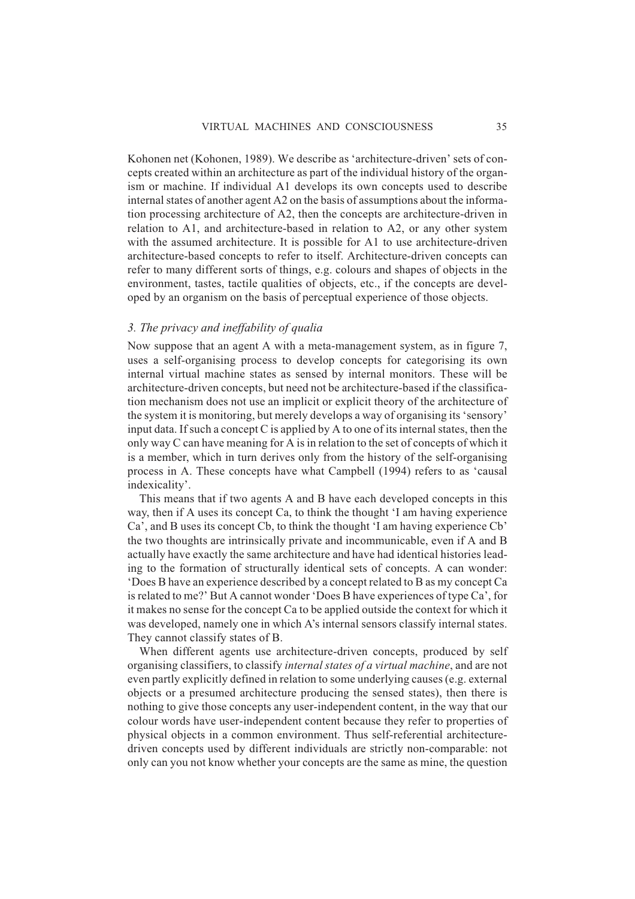Kohonen net (Kohonen, 1989). We describe as 'architecture-driven' sets of concepts created within an architecture as part of the individual history of the organism or machine. If individual A1 develops its own concepts used to describe internal states of another agent A2 on the basis of assumptions about the information processing architecture of A2, then the concepts are architecture-driven in relation to A1, and architecture-based in relation to A2, or any other system with the assumed architecture. It is possible for A1 to use architecture-driven architecture-based concepts to refer to itself. Architecture-driven concepts can refer to many different sorts of things, e.g. colours and shapes of objects in the environment, tastes, tactile qualities of objects, etc., if the concepts are developed by an organism on the basis of perceptual experience of those objects.

### *3. The privacy and ineffability of qualia*

Now suppose that an agent A with a meta-management system, as in figure 7, uses a self-organising process to develop concepts for categorising its own internal virtual machine states as sensed by internal monitors. These will be architecture-driven concepts, but need not be architecture-based if the classification mechanism does not use an implicit or explicit theory of the architecture of the system it is monitoring, but merely develops a way of organising its 'sensory' input data. If such a concept C is applied by A to one of its internal states, then the only way C can have meaning for A is in relation to the set of concepts of which it is a member, which in turn derives only from the history of the self-organising process in A. These concepts have what Campbell (1994) refers to as 'causal indexicality'.

This means that if two agents A and B have each developed concepts in this way, then if A uses its concept Ca, to think the thought 'I am having experience Ca', and B uses its concept Cb, to think the thought 'I am having experience Cb' the two thoughts are intrinsically private and incommunicable, even if A and B actually have exactly the same architecture and have had identical histories leading to the formation of structurally identical sets of concepts. A can wonder: 'Does B have an experience described by a concept related to B as my concept Ca is related to me?' But A cannot wonder 'Does B have experiences of type Ca', for it makes no sense for the concept Ca to be applied outside the context for which it was developed, namely one in which A's internal sensors classify internal states. They cannot classify states of B.

When different agents use architecture-driven concepts, produced by self organising classifiers, to classify *internal states of a virtual machine*, and are not even partly explicitly defined in relation to some underlying causes (e.g. external objects or a presumed architecture producing the sensed states), then there is nothing to give those concepts any user-independent content, in the way that our colour words have user-independent content because they refer to properties of physical objects in a common environment. Thus self-referential architecture-driven concepts used by different individuals are strictly non-comparable: not only can you not know whether your concepts are the same as mine, the question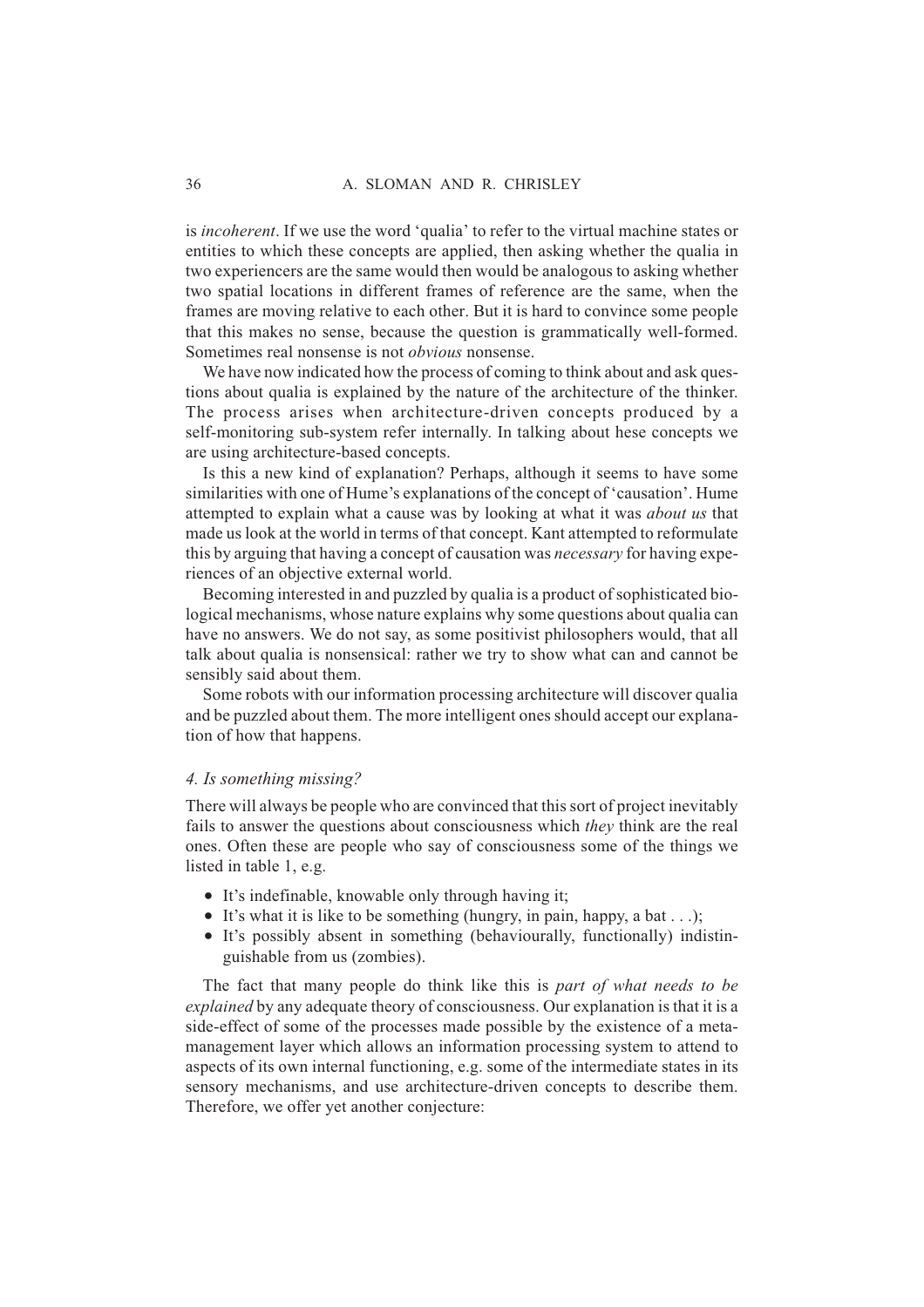is *incoherent*. If we use the word 'qualia' to refer to the virtual machine states or entities to which these concepts are applied, then asking whether the qualia in two experiencers are the same would then would be analogous to asking whether two spatial locations in different frames of reference are the same, when the frames are moving relative to each other. But it is hard to convince some people that this makes no sense, because the question is grammatically well-formed. Sometimes real nonsense is not *obvious* nonsense.

We have now indicated how the process of coming to think about and ask questions about qualia is explained by the nature of the architecture of the thinker. The process arises when architecture-driven concepts produced by a self-monitoring sub-system refer internally. In talking about hese concepts we are using architecture-based concepts.

Is this a new kind of explanation? Perhaps, although it seems to have some similarities with one of Hume's explanations of the concept of 'causation'. Hume attempted to explain what a cause was by looking at what it was *about us* that made us look at the world in terms of that concept. Kant attempted to reformulate this by arguing that having a concept of causation was *necessary* for having experiences of an objective external world.

Becoming interested in and puzzled by qualia is a product of sophisticated biological mechanisms, whose nature explains why some questions about qualia can have no answers. We do not say, as some positivist philosophers would, that all talk about qualia is nonsensical: rather we try to show what can and cannot be sensibly said about them.

Some robots with our information processing architecture will discover qualia and be puzzled about them. The more intelligent ones should accept our explanation of how that happens.

### *4. Is something missing?*

There will always be people who are convinced that this sort of project inevitably fails to answer the questions about consciousness which *they* think are the real ones. Often these are people who say of consciousness some of the things we listed in table 1, e.g.

- It's indefinable, knowable only through having it;
- It's what it is like to be something (hungry, in pain, happy, a bat . . .);
- It's possibly absent in something (behaviourally, functionally) indistinguishable from us (zombies).

The fact that many people do think like this is *part of what needs to be explained* by any adequate theory of consciousness. Our explanation is that it is a side-effect of some of the processes made possible by the existence of a meta-management layer which allows an information processing system to attend to aspects of its own internal functioning, e.g. some of the intermediate states in its sensory mechanisms, and use architecture-driven concepts to describe them. Therefore, we offer yet another conjecture: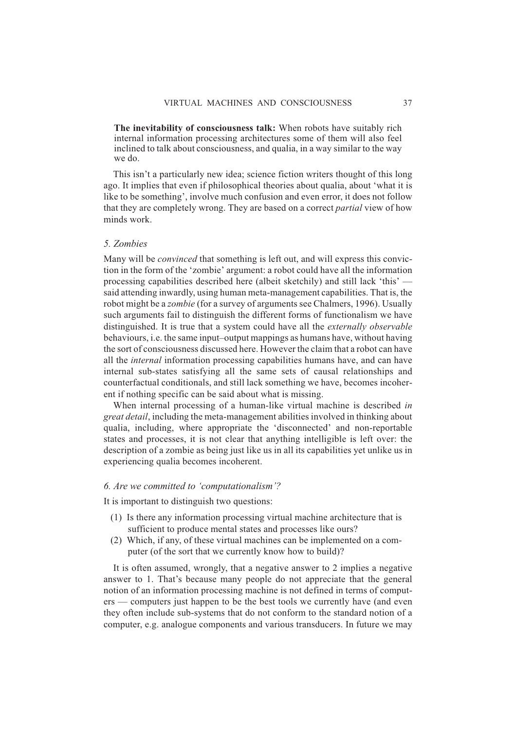**The inevitability of consciousness talk:** When robots have suitably rich internal information processing architectures some of them will also feel inclined to talk about consciousness, and qualia, in a way similar to the way we do.

This isn't a particularly new idea; science fiction writers thought of this long ago. It implies that even if philosophical theories about qualia, about 'what it is like to be something', involve much confusion and even error, it does not follow that they are completely wrong. They are based on a correct *partial* view of how minds work.

### *5. Zombies*

Many will be *convinced* that something is left out, and will express this conviction in the form of the 'zombie' argument: a robot could have all the information processing capabilities described here (albeit sketchily) and still lack 'this' — said attending inwardly, using human meta-management capabilities. That is, the robot might be a *zombie* (for a survey of arguments see Chalmers, 1996). Usually such arguments fail to distinguish the different forms of functionalism we have distinguished. It is true that a system could have all the *externally observable* behaviours, i.e. the same input–output mappings as humans have, without having the sort of consciousness discussed here. However the claim that a robot can have all the *internal* information processing capabilities humans have, and can have internal sub-states satisfying all the same sets of causal relationships and counterfactual conditionals, and still lack something we have, becomes incoherent if nothing specific can be said about what is missing.

When internal processing of a human-like virtual machine is described *in great detail*, including the meta-management abilities involved in thinking about qualia, including, where appropriate the 'disconnected' and non-reportable states and processes, it is not clear that anything intelligible is left over: the description of a zombie as being just like us in all its capabilities yet unlike us in experiencing qualia becomes incoherent.

### *6. Are we committed to 'computationalism'?*

It is important to distinguish two questions:

(1) Is there any information processing virtual machine architecture that is sufficient to produce mental states and processes like ours?

(2) Which, if any, of these virtual machines can be implemented on a computer (of the sort that we currently know how to build)?

It is often assumed, wrongly, that a negative answer to 2 implies a negative answer to 1. That's because many people do not appreciate that the general notion of an information processing machine is not defined in terms of computers — computers just happen to be the best tools we currently have (and even they often include sub-systems that do not conform to the standard notion of a computer, e.g. analogue components and various transducers. In future we may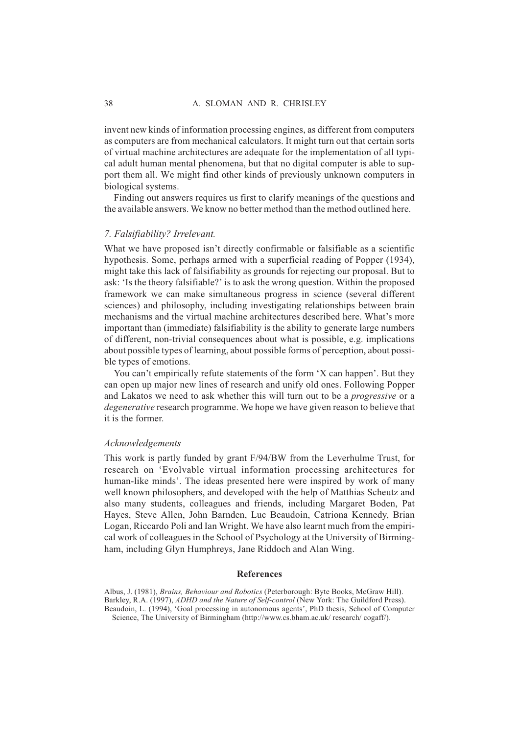invent new kinds of information processing engines, as different from computers as computers are from mechanical calculators. It might turn out that certain sorts of virtual machine architectures are adequate for the implementation of all typical adult human mental phenomena, but that no digital computer is able to support them all. We might find other kinds of previously unknown computers in biological systems.

Finding out answers requires us first to clarify meanings of the questions and the available answers. We know no better method than the method outlined here.

### *7. Falsifiability? Irrelevant.*

What we have proposed isn't directly confirmable or falsifiable as a scientific hypothesis. Some, perhaps armed with a superficial reading of Popper (1934), might take this lack of falsifiability as grounds for rejecting our proposal. But to ask: 'Is the theory falsifiable?' is to ask the wrong question. Within the proposed framework we can make simultaneous progress in science (several different sciences) and philosophy, including investigating relationships between brain mechanisms and the virtual machine architectures described here. What's more important than (immediate) falsifiability is the ability to generate large numbers of different, non-trivial consequences about what is possible, e.g. implications about possible types of learning, about possible forms of perception, about possible types of emotions.

You can't empirically refute statements of the form 'X can happen'. But they can open up major new lines of research and unify old ones. Following Popper and Lakatos we need to ask whether this will turn out to be a *progressive* or a *degenerative* research programme. We hope we have given reason to believe that it is the former.

### *Acknowledgements*

This work is partly funded by grant F/94/BW from the Leverhulme Trust, for research on 'Evolvable virtual information processing architectures for human-like minds'. The ideas presented here were inspired by work of many well known philosophers, and developed with the help of Matthias Scheutz and also many students, colleagues and friends, including Margaret Boden, Pat Hayes, Steve Allen, John Barnden, Luc Beaudoin, Catriona Kennedy, Brian Logan, Riccardo Poli and Ian Wright. We have also learnt much from the empirical work of colleagues in the School of Psychology at the University of Birmingham, including Glyn Humphreys, Jane Riddoch and Alan Wing.

## References

Albus, J. (1981), *Brains, Behaviour and Robotics* (Peterborough: Byte Books, McGraw Hill).

Barkley, R.A. (1997), *ADHD and the Nature of Self-control* (New York: The Guildford Press).

Beaudoin, L. (1994), 'Goal processing in autonomous agents', PhD thesis, School of Computer Science, The University of Birmingham (http://www.cs.bham.ac.uk/ research/ cogaff/).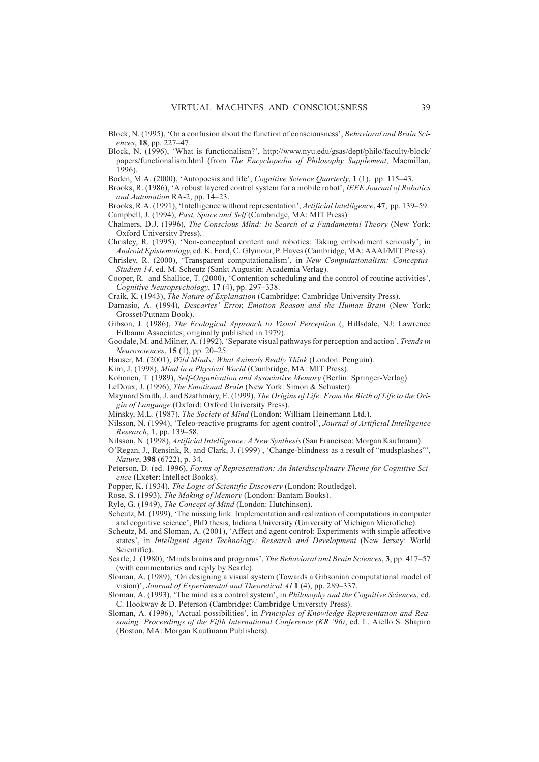Block, N. (1995), 'On a confusion about the function of consciousness', *Behavioral and Brain Sciences*, **18**, pp. 227–47.

Block, N. (1996), 'What is functionalism?', http://www.nyu.edu/gsas/dept/philo/faculty/block/papers/functionalism.html (from *The Encyclopedia of Philosophy Supplement*, Macmillan, 1996).

Boden, M.A. (2000), 'Autopoesis and life', *Cognitive Science Quarterly*, **1** (1), pp. 115–43.

Brooks, R. (1986), 'A robust layered control system for a mobile robot', *IEEE Journal of Robotics and Automation* RA-2, pp. 14–23.

Brooks, R.A. (1991), 'Intelligence without representation', *Artificial Intelligence*, **47**, pp. 139–59.

Campbell, J. (1994), *Past, Space and Self* (Cambridge, MA: MIT Press)

Chalmers, D.J. (1996), *The Conscious Mind: In Search of a Fundamental Theory* (New York: Oxford University Press).

Chrisley, R. (1995), 'Non-conceptual content and robotics: Taking embodiment seriously', in *Android Epistemology*, ed. K. Ford, C. Glymour, P. Hayes (Cambridge, MA: AAAI/MIT Press).

Chrisley, R. (2000), 'Transparent computationalism', in *New Computationalism: Conceptus-Studien 14*, ed. M. Scheutz (Sankt Augustin: Academia Verlag).

Cooper, R. and Shallice, T. (2000), 'Contention scheduling and the control of routine activities', *Cognitive Neuropsychology*, **17** (4), pp. 297–338.

Craik, K. (1943), *The Nature of Explanation* (Cambridge: Cambridge University Press).

Damasio, A. (1994), *Descartes' Error, Emotion Reason and the Human Brain* (New York: Grosset/Putnam Book).

Gibson, J. (1986), *The Ecological Approach to Visual Perception* (, Hillsdale, NJ: Lawrence Erlbaum Associates; originally published in 1979).

Goodale, M. and Milner, A. (1992), 'Separate visual pathways for perception and action', *Trends in Neurosciences*, **15** (1), pp. 20–25.

Hauser, M. (2001), *Wild Minds: What Animals Really Think* (London: Penguin).

Kim, J. (1998), *Mind in a Physical World* (Cambridge, MA: MIT Press).

Kohonen, T. (1989), *Self-Organization and Associative Memory* (Berlin: Springer-Verlag).

LeDoux, J. (1996), *The Emotional Brain* (New York: Simon & Schuster).

Maynard Smith, J. and Szathmáry, E. (1999), *The Origins of Life: From the Birth of Life to the Origin of Language* (Oxford: Oxford University Press).

Minsky, M.L. (1987), *The Society of Mind* (London: William Heinemann Ltd.).

Nilsson, N. (1994), 'Teleo-reactive programs for agent control', *Journal of Artificial Intelligence Research*, 1, pp. 139–58.

Nilsson, N. (1998), *Artificial Intelligence: A New Synthesis* (San Francisco: Morgan Kaufmann).

O'Regan, J., Rensink, R. and Clark, J. (1999) , 'Change-blindness as a result of "mudsplashes"', *Nature*, **398** (6722), p. 34.

Peterson, D. (ed. 1996), *Forms of Representation: An Interdisciplinary Theme for Cognitive Science* (Exeter: Intellect Books).

Popper, K. (1934), *The Logic of Scientific Discovery* (London: Routledge).

Rose, S. (1993), *The Making of Memory* (London: Bantam Books).

Ryle, G. (1949), *The Concept of Mind* (London: Hutchinson).

Scheutz, M. (1999), 'The missing link: Implementation and realization of computations in computer and cognitive science', PhD thesis, Indiana University (University of Michigan Microfiche).

Scheutz, M. and Sloman, A. (2001), 'Affect and agent control: Experiments with simple affective states', in *Intelligent Agent Technology: Research and Development* (New Jersey: World Scientific).

Searle, J. (1980), 'Minds brains and programs', *The Behavioral and Brain Sciences*, **3**, pp. 417–57 (with commentaries and reply by Searle).

Sloman, A. (1989), 'On designing a visual system (Towards a Gibsonian computational model of vision)', *Journal of Experimental and Theoretical AI* **1** (4), pp. 289–337.

Sloman, A. (1993), 'The mind as a control system', in *Philosophy and the Cognitive Sciences*, ed. C. Hookway & D. Peterson (Cambridge: Cambridge University Press).

Sloman, A. (1996), 'Actual possibilities', in *Principles of Knowledge Representation and Reasoning: Proceedings of the Fifth International Conference (KR '96)*, ed. L. Aiello S. Shapiro (Boston, MA: Morgan Kaufmann Publishers).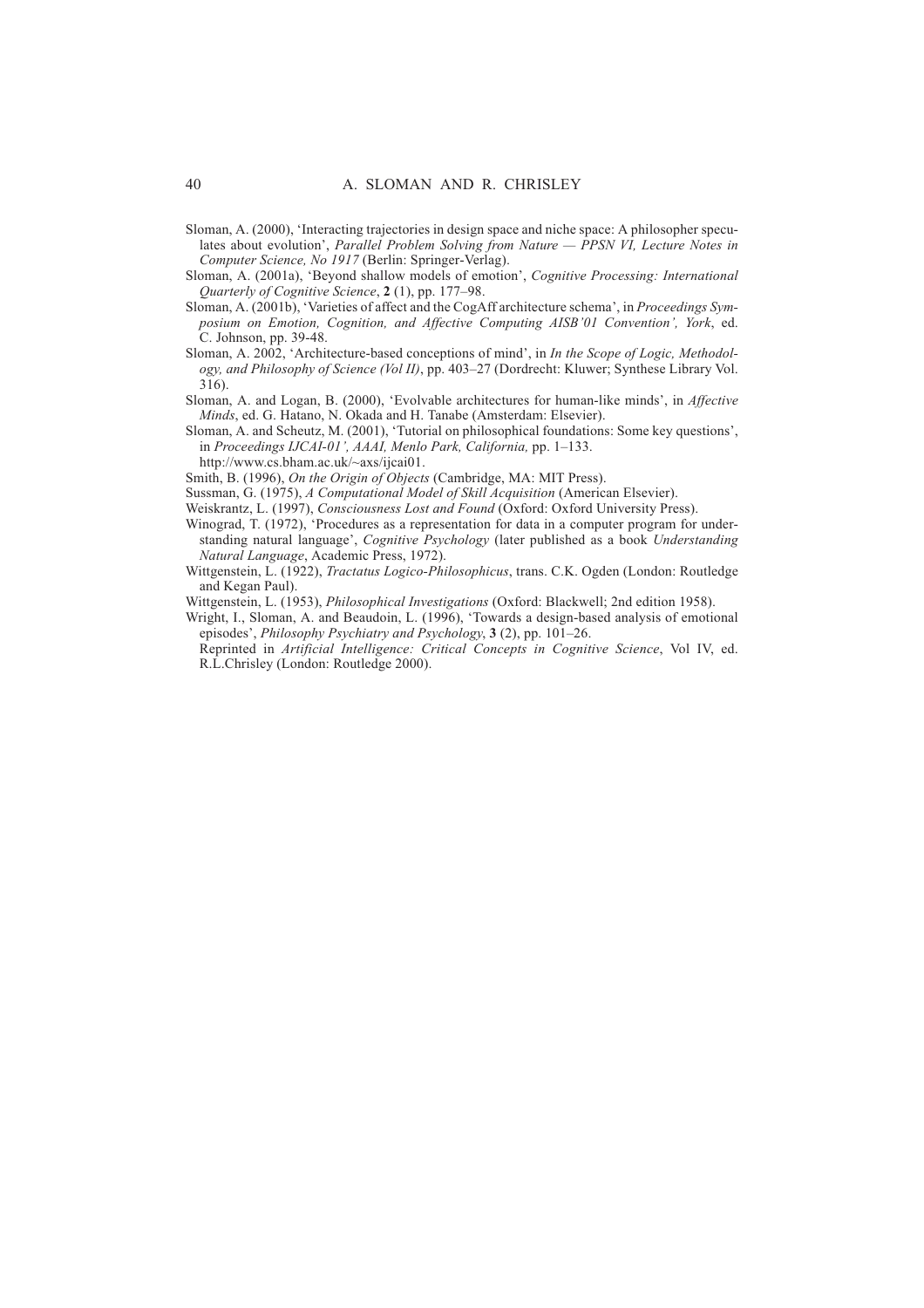Sloman, A. (2000), 'Interacting trajectories in design space and niche space: A philosopher speculates about evolution', *Parallel Problem Solving from Nature — PPSN VI, Lecture Notes in Computer Science, No 1917* (Berlin: Springer-Verlag).

Sloman, A. (2001a), 'Beyond shallow models of emotion', *Cognitive Processing: International Quarterly of Cognitive Science*, **2** (1), pp. 177–98.

Sloman, A. (2001b), 'Varieties of affect and the CogAff architecture schema', in *Proceedings Symposium on Emotion, Cognition, and Affective Computing AISB'01 Convention', York*, ed. C. Johnson, pp. 39-48.

Sloman, A. 2002, 'Architecture-based conceptions of mind', in *In the Scope of Logic, Methodology, and Philosophy of Science (Vol II)*, pp. 403–27 (Dordrecht: Kluwer; Synthese Library Vol. 316).

Sloman, A. and Logan, B. (2000), 'Evolvable architectures for human-like minds', in *Affective Minds*, ed. G. Hatano, N. Okada and H. Tanabe (Amsterdam: Elsevier).

Sloman, A. and Scheutz, M. (2001), 'Tutorial on philosophical foundations: Some key questions', in *Proceedings IJCAI-01', AAAI, Menlo Park, California,* pp. 1–133. http://www.cs.bham.ac.uk/~axs/ijcai01.

Smith, B. (1996), *On the Origin of Objects* (Cambridge, MA: MIT Press).

Sussman, G. (1975), *A Computational Model of Skill Acquisition* (American Elsevier).

Weiskrantz, L. (1997), *Consciousness Lost and Found* (Oxford: Oxford University Press).

Winograd, T. (1972), 'Procedures as a representation for data in a computer program for understanding natural language', *Cognitive Psychology* (later published as a book *Understanding Natural Language*, Academic Press, 1972).

Wittgenstein, L. (1922), *Tractatus Logico-Philosophicus*, trans. C.K. Ogden (London: Routledge and Kegan Paul).

Wittgenstein, L. (1953), *Philosophical Investigations* (Oxford: Blackwell; 2nd edition 1958).

Wright, I., Sloman, A. and Beaudoin, L. (1996), 'Towards a design-based analysis of emotional episodes', *Philosophy Psychiatry and Psychology*, **3** (2), pp. 101–26.
Reprinted in *Artificial Intelligence: Critical Concepts in Cognitive Science*, Vol IV, ed. R.L.Chrisley (London: Routledge 2000).